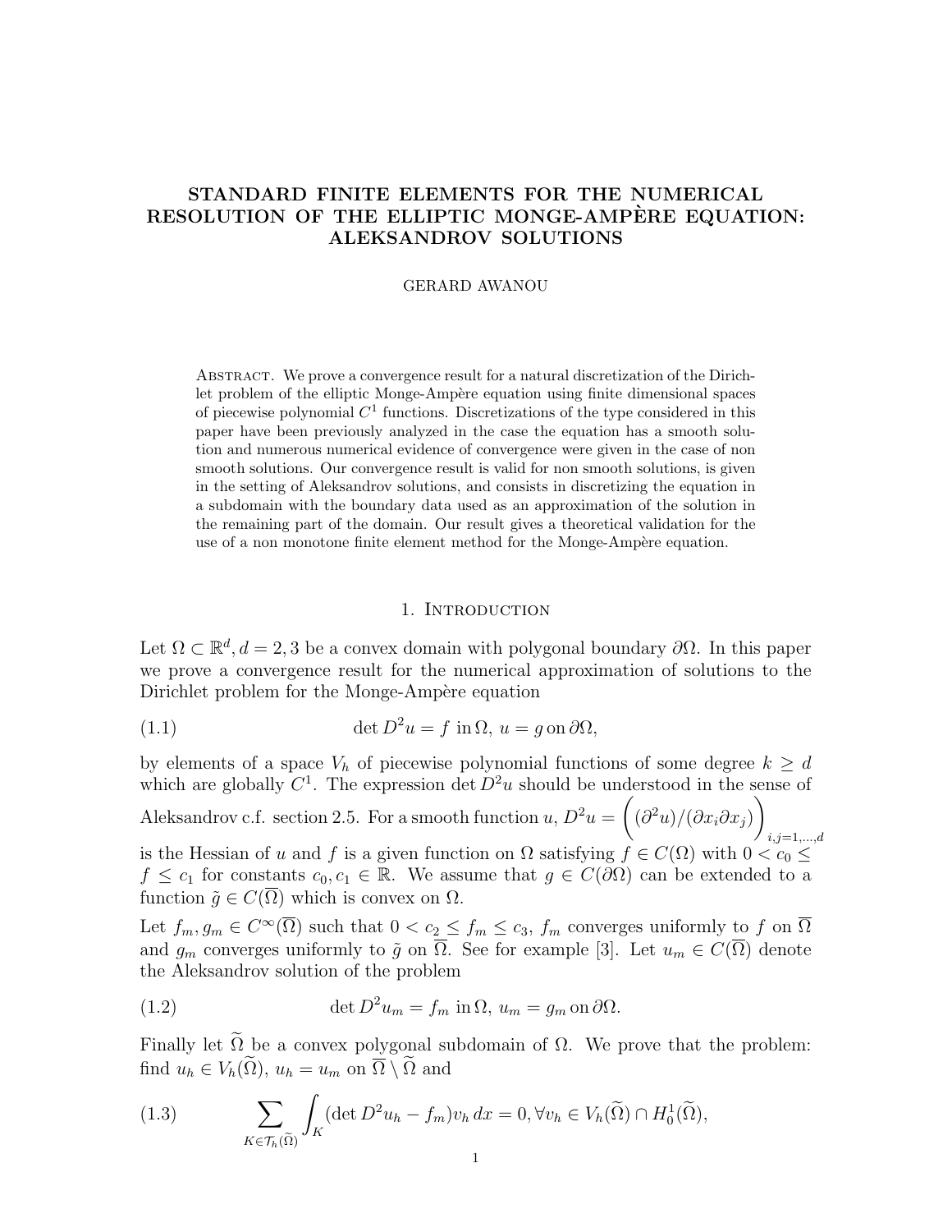# STANDARD FINITE ELEMENTS FOR THE NUMERICAL RESOLUTION OF THE ELLIPTIC MONGE-AMPÈRE EQUATION: ALEKSANDROV SOLUTIONS

GERARD AWANOU

ABSTRACT. We prove a convergence result for a natural discretization of the Dirichlet problem of the elliptic Monge-Ampère equation using finite dimensional spaces of piecewise polynomial $C^1$ functions. Discretizations of the type considered in this paper have been previously analyzed in the case the equation has a smooth solution and numerous numerical evidence of convergence were given in the case of non smooth solutions. Our convergence result is valid for non smooth solutions, is given in the setting of Aleksandrov solutions, and consists in discretizing the equation in a subdomain with the boundary data used as an approximation of the solution in the remaining part of the domain. Our result gives a theoretical validation for the use of a non monotone finite element method for the Monge-Ampère equation.

## 1. Introduction

Let $\Omega \subset \mathbb{R}^d, d = 2, 3$ be a convex domain with polygonal boundary $\partial\Omega$. In this paper we prove a convergence result for the numerical approximation of solutions to the Dirichlet problem for the Monge-Ampère equation

$$\det D^2 u = f \text{ in } \Omega, \; u = g \text{ on } \partial\Omega, \tag{1.1}$$

by elements of a space $V_h$ of piecewise polynomial functions of some degree $k \geq d$ which are globally $C^1$. The expression $\det D^2 u$ should be understood in the sense of Aleksandrov c.f. section 2.5. For a smooth function $u$, $D^2 u = \Big( (\partial^2 u)/(\partial x_i \partial x_j) \Big)_{i,j=1,\ldots,d}$ is the Hessian of $u$ and $f$ is a given function on $\Omega$ satisfying $f \in C(\Omega)$ with $0 < c_0 \leq f \leq c_1$ for constants $c_0, c_1 \in \mathbb{R}$. We assume that $g \in C(\partial\Omega)$ can be extended to a function $\tilde{g} \in C(\overline{\Omega})$ which is convex on $\Omega$.

Let $f_m, g_m \in C^\infty(\overline{\Omega})$ such that $0 < c_2 \leq f_m \leq c_3$, $f_m$ converges uniformly to $f$ on $\overline{\Omega}$ and $g_m$ converges uniformly to $\tilde{g}$ on $\overline{\Omega}$. See for example [3]. Let $u_m \in C(\overline{\Omega})$ denote the Aleksandrov solution of the problem

$$\det D^2 u_m = f_m \text{ in } \Omega, \; u_m = g_m \text{ on } \partial\Omega. \tag{1.2}$$

Finally let $\widetilde{\Omega}$ be a convex polygonal subdomain of $\Omega$. We prove that the problem: find $u_h \in V_h(\widetilde{\Omega})$, $u_h = u_m$ on $\overline{\Omega} \setminus \widetilde{\Omega}$ and

$$\sum_{K \in \mathcal{T}_h(\widetilde{\Omega})} \int_K (\det D^2 u_h - f_m) v_h \, dx = 0, \forall v_h \in V_h(\widetilde{\Omega}) \cap H_0^1(\widetilde{\Omega}), \tag{1.3}$$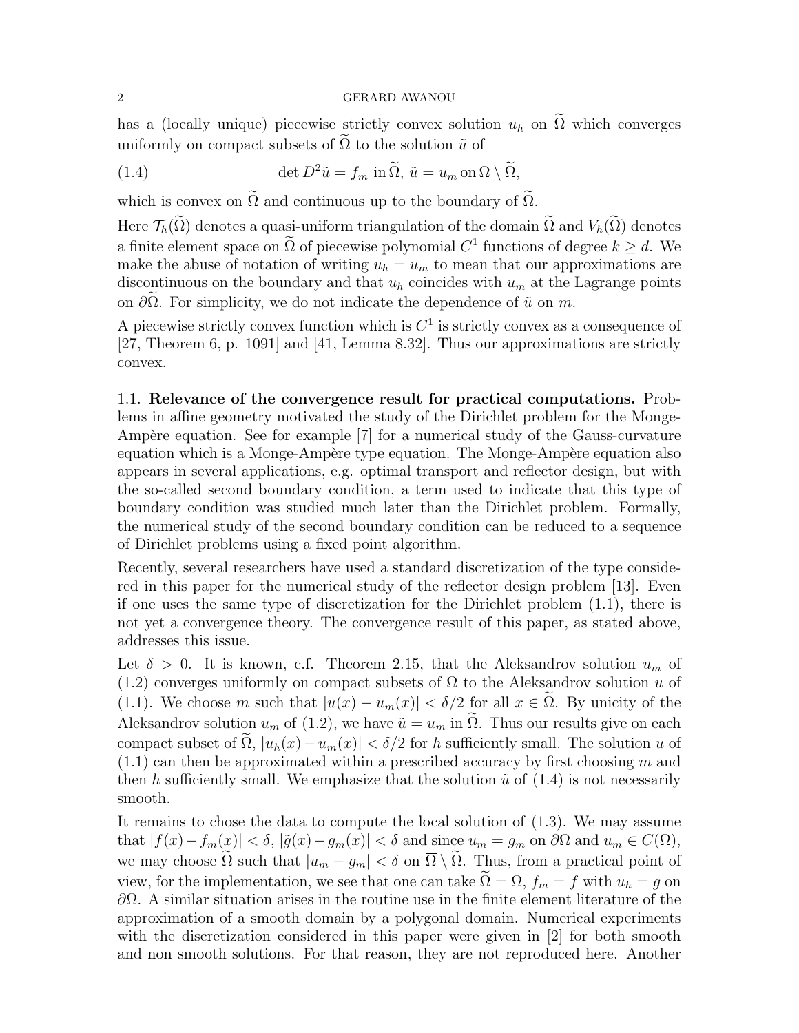has a (locally unique) piecewise strictly convex solution $u_h$ on $\widetilde{\Omega}$ which converges uniformly on compact subsets of $\widetilde{\Omega}$ to the solution $\tilde{u}$ of

$$\det D^2 \tilde{u} = f_m \text{ in } \widetilde{\Omega}, \; \tilde{u} = u_m \text{ on } \overline{\Omega} \setminus \widetilde{\Omega}, \tag{1.4}$$

which is convex on $\widetilde{\Omega}$ and continuous up to the boundary of $\widetilde{\Omega}$.

Here $\mathcal{T}_h(\widetilde{\Omega})$ denotes a quasi-uniform triangulation of the domain $\widetilde{\Omega}$ and $V_h(\widetilde{\Omega})$ denotes a finite element space on $\widetilde{\Omega}$ of piecewise polynomial $C^1$ functions of degree $k \geq d$. We make the abuse of notation of writing $u_h = u_m$ to mean that our approximations are discontinuous on the boundary and that $u_h$ coincides with $u_m$ at the Lagrange points on $\partial\widetilde{\Omega}$. For simplicity, we do not indicate the dependence of $\tilde{u}$ on $m$.

A piecewise strictly convex function which is $C^1$ is strictly convex as a consequence of [27, Theorem 6, p. 1091] and [41, Lemma 8.32]. Thus our approximations are strictly convex.

### 1.1. Relevance of the convergence result for practical computations.

Problems in affine geometry motivated the study of the Dirichlet problem for the Monge-Ampère equation. See for example [7] for a numerical study of the Gauss-curvature equation which is a Monge-Ampère type equation. The Monge-Ampère equation also appears in several applications, e.g. optimal transport and reflector design, but with the so-called second boundary condition, a term used to indicate that this type of boundary condition was studied much later than the Dirichlet problem. Formally, the numerical study of the second boundary condition can be reduced to a sequence of Dirichlet problems using a fixed point algorithm.

Recently, several researchers have used a standard discretization of the type considered in this paper for the numerical study of the reflector design problem [13]. Even if one uses the same type of discretization for the Dirichlet problem (1.1), there is not yet a convergence theory. The convergence result of this paper, as stated above, addresses this issue.

Let $\delta > 0$. It is known, c.f. Theorem 2.15, that the Aleksandrov solution $u_m$ of (1.2) converges uniformly on compact subsets of $\Omega$ to the Aleksandrov solution $u$ of (1.1). We choose $m$ such that $|u(x) - u_m(x)| < \delta/2$ for all $x \in \widetilde{\Omega}$. By unicity of the Aleksandrov solution $u_m$ of (1.2), we have $\tilde{u} = u_m$ in $\widetilde{\Omega}$. Thus our results give on each compact subset of $\widetilde{\Omega}$, $|u_h(x) - u_m(x)| < \delta/2$ for $h$ sufficiently small. The solution $u$ of (1.1) can then be approximated within a prescribed accuracy by first choosing $m$ and then $h$ sufficiently small. We emphasize that the solution $\tilde{u}$ of (1.4) is not necessarily smooth.

It remains to chose the data to compute the local solution of (1.3). We may assume that $|f(x) - f_m(x)| < \delta$, $|\tilde{g}(x) - g_m(x)| < \delta$ and since $u_m = g_m$ on $\partial\Omega$ and $u_m \in C(\overline{\Omega})$, we may choose $\widetilde{\Omega}$ such that $|u_m - g_m| < \delta$ on $\overline{\Omega} \setminus \widetilde{\Omega}$. Thus, from a practical point of view, for the implementation, we see that one can take $\widetilde{\Omega} = \Omega$, $f_m = f$ with $u_h = g$ on $\partial\Omega$. A similar situation arises in the routine use in the finite element literature of the approximation of a smooth domain by a polygonal domain. Numerical experiments with the discretization considered in this paper were given in [2] for both smooth and non smooth solutions. For that reason, they are not reproduced here. Another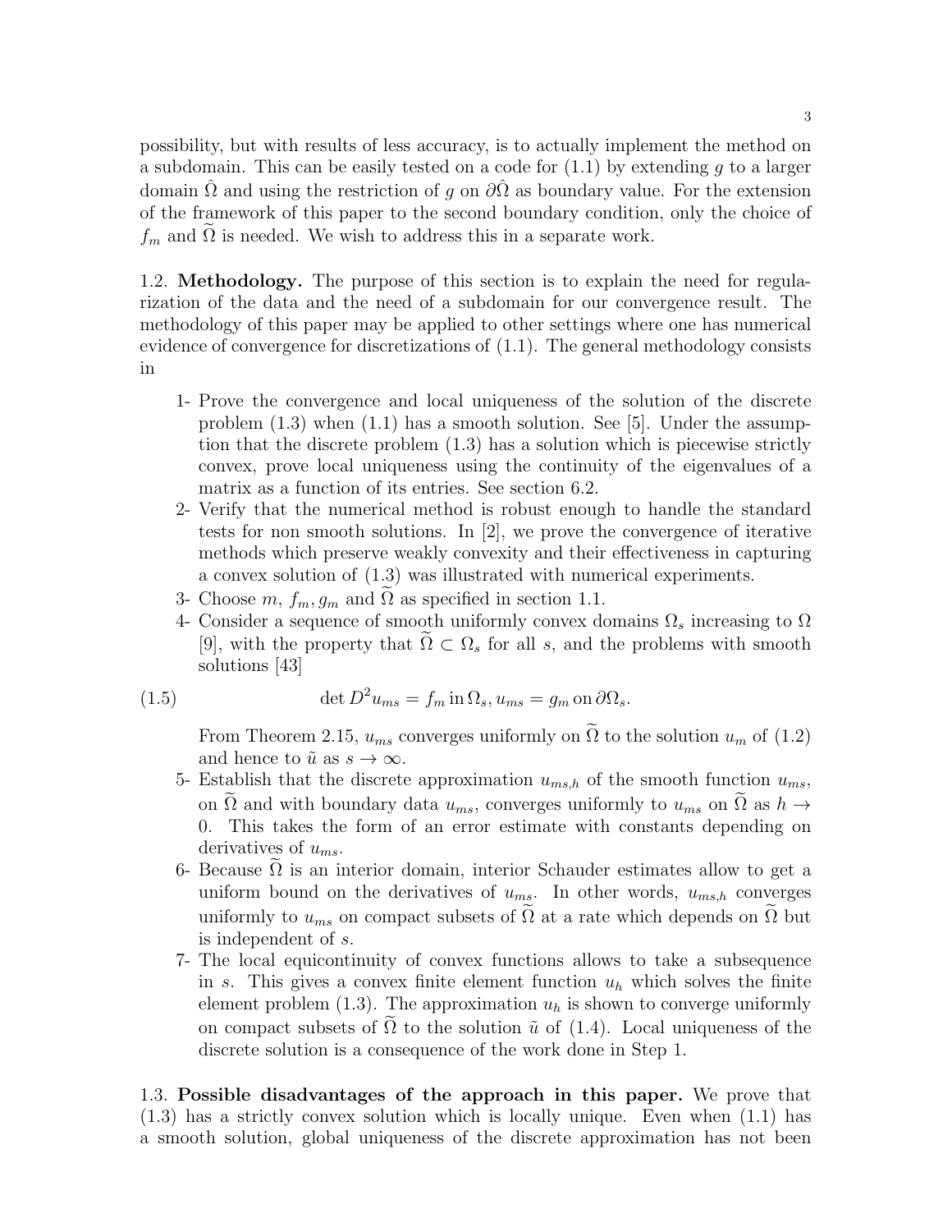possibility, but with results of less accuracy, is to actually implement the method on a subdomain. This can be easily tested on a code for (1.1) by extending $g$ to a larger domain $\hat{\Omega}$ and using the restriction of $g$ on $\partial\hat{\Omega}$ as boundary value. For the extension of the framework of this paper to the second boundary condition, only the choice of $f_m$ and $\widetilde{\Omega}$ is needed. We wish to address this in a separate work.

1.2. **Methodology.** The purpose of this section is to explain the need for regularization of the data and the need of a subdomain for our convergence result. The methodology of this paper may be applied to other settings where one has numerical evidence of convergence for discretizations of (1.1). The general methodology consists in

1- Prove the convergence and local uniqueness of the solution of the discrete problem (1.3) when (1.1) has a smooth solution. See [5]. Under the assumption that the discrete problem (1.3) has a solution which is piecewise strictly convex, prove local uniqueness using the continuity of the eigenvalues of a matrix as a function of its entries. See section 6.2.

2- Verify that the numerical method is robust enough to handle the standard tests for non smooth solutions. In [2], we prove the convergence of iterative methods which preserve weakly convexity and their effectiveness in capturing a convex solution of (1.3) was illustrated with numerical experiments.

3- Choose $m$, $f_m, g_m$ and $\widetilde{\Omega}$ as specified in section 1.1.

4- Consider a sequence of smooth uniformly convex domains $\Omega_s$ increasing to $\Omega$ [9], with the property that $\widetilde{\Omega} \subset \Omega_s$ for all $s$, and the problems with smooth solutions [43]

$$\det D^2 u_{ms} = f_m \,\text{in}\, \Omega_s, u_{ms} = g_m \,\text{on}\, \partial\Omega_s. \tag{1.5}$$

From Theorem 2.15, $u_{ms}$ converges uniformly on $\widetilde{\Omega}$ to the solution $u_m$ of (1.2) and hence to $\tilde{u}$ as $s \to \infty$.

5- Establish that the discrete approximation $u_{ms,h}$ of the smooth function $u_{ms}$, on $\widetilde{\Omega}$ and with boundary data $u_{ms}$, converges uniformly to $u_{ms}$ on $\widetilde{\Omega}$ as $h \to 0$. This takes the form of an error estimate with constants depending on derivatives of $u_{ms}$.

6- Because $\widetilde{\Omega}$ is an interior domain, interior Schauder estimates allow to get a uniform bound on the derivatives of $u_{ms}$. In other words, $u_{ms,h}$ converges uniformly to $u_{ms}$ on compact subsets of $\widetilde{\Omega}$ at a rate which depends on $\widetilde{\Omega}$ but is independent of $s$.

7- The local equicontinuity of convex functions allows to take a subsequence in $s$. This gives a convex finite element function $u_h$ which solves the finite element problem (1.3). The approximation $u_h$ is shown to converge uniformly on compact subsets of $\widetilde{\Omega}$ to the solution $\tilde{u}$ of (1.4). Local uniqueness of the discrete solution is a consequence of the work done in Step 1.

1.3. **Possible disadvantages of the approach in this paper.** We prove that (1.3) has a strictly convex solution which is locally unique. Even when (1.1) has a smooth solution, global uniqueness of the discrete approximation has not been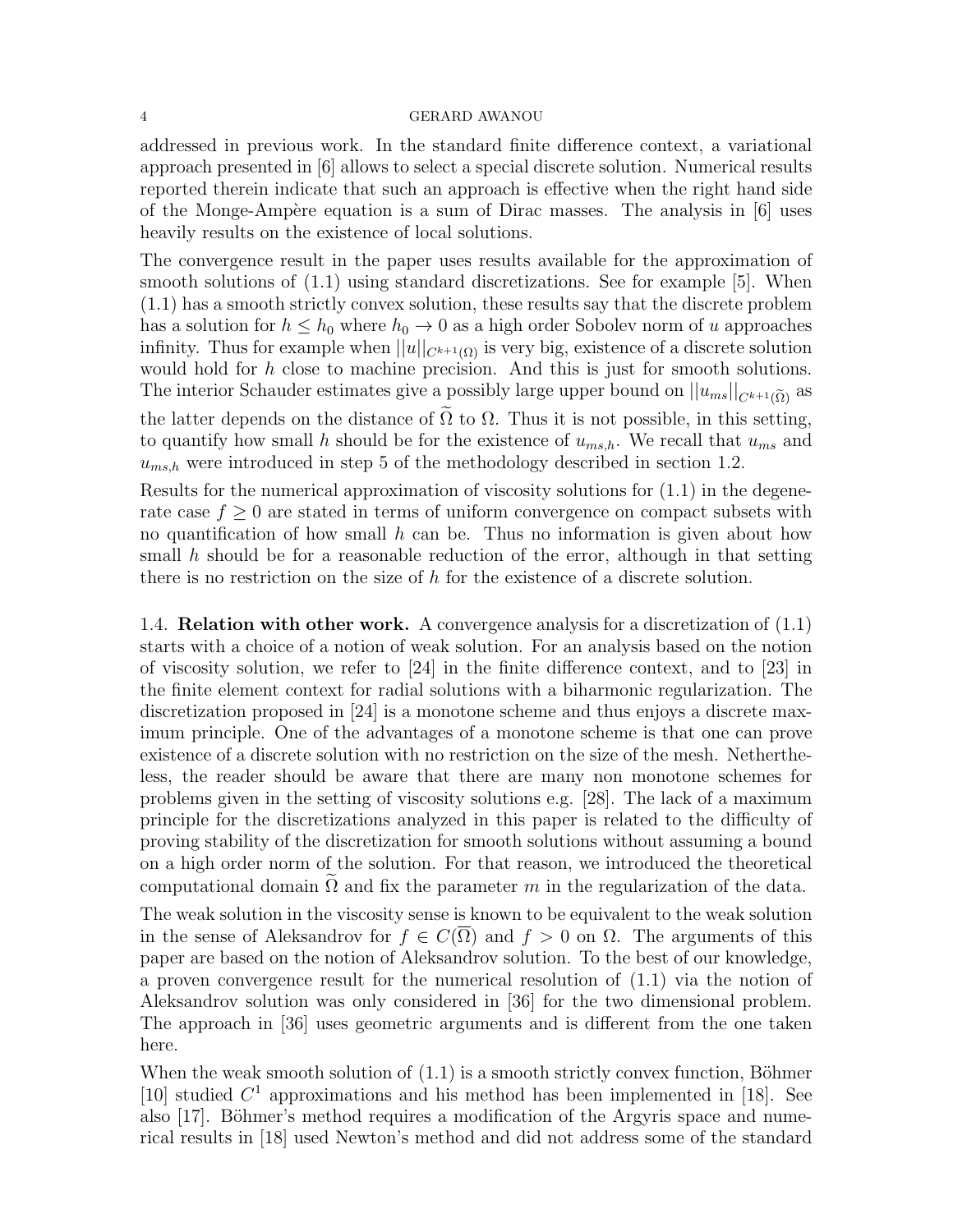addressed in previous work. In the standard finite difference context, a variational approach presented in [6] allows to select a special discrete solution. Numerical results reported therein indicate that such an approach is effective when the right hand side of the Monge-Ampère equation is a sum of Dirac masses. The analysis in [6] uses heavily results on the existence of local solutions.

The convergence result in the paper uses results available for the approximation of smooth solutions of (1.1) using standard discretizations. See for example [5]. When (1.1) has a smooth strictly convex solution, these results say that the discrete problem has a solution for $h \leq h_0$ where $h_0 \to 0$ as a high order Sobolev norm of $u$ approaches infinity. Thus for example when $||u||_{C^{k+1}(\Omega)}$ is very big, existence of a discrete solution would hold for $h$ close to machine precision. And this is just for smooth solutions. The interior Schauder estimates give a possibly large upper bound on $||u_{ms}||_{C^{k+1}(\widetilde{\Omega})}$ as the latter depends on the distance of $\widetilde{\Omega}$ to $\Omega$. Thus it is not possible, in this setting, to quantify how small $h$ should be for the existence of $u_{ms,h}$. We recall that $u_{ms}$ and $u_{ms,h}$ were introduced in step 5 of the methodology described in section 1.2.

Results for the numerical approximation of viscosity solutions for (1.1) in the degenerate case $f \geq 0$ are stated in terms of uniform convergence on compact subsets with no quantification of how small $h$ can be. Thus no information is given about how small $h$ should be for a reasonable reduction of the error, although in that setting there is no restriction on the size of $h$ for the existence of a discrete solution.

1.4. **Relation with other work.** A convergence analysis for a discretization of (1.1) starts with a choice of a notion of weak solution. For an analysis based on the notion of viscosity solution, we refer to [24] in the finite difference context, and to [23] in the finite element context for radial solutions with a biharmonic regularization. The discretization proposed in [24] is a monotone scheme and thus enjoys a discrete maximum principle. One of the advantages of a monotone scheme is that one can prove existence of a discrete solution with no restriction on the size of the mesh. Nethertheless, the reader should be aware that there are many non monotone schemes for problems given in the setting of viscosity solutions e.g. [28]. The lack of a maximum principle for the discretizations analyzed in this paper is related to the difficulty of proving stability of the discretization for smooth solutions without assuming a bound on a high order norm of the solution. For that reason, we introduced the theoretical computational domain $\widetilde{\Omega}$ and fix the parameter $m$ in the regularization of the data.

The weak solution in the viscosity sense is known to be equivalent to the weak solution in the sense of Aleksandrov for $f \in C(\overline{\Omega})$ and $f > 0$ on $\Omega$. The arguments of this paper are based on the notion of Aleksandrov solution. To the best of our knowledge, a proven convergence result for the numerical resolution of (1.1) via the notion of Aleksandrov solution was only considered in [36] for the two dimensional problem. The approach in [36] uses geometric arguments and is different from the one taken here.

When the weak smooth solution of (1.1) is a smooth strictly convex function, Böhmer [10] studied $C^1$ approximations and his method has been implemented in [18]. See also [17]. Böhmer's method requires a modification of the Argyris space and numerical results in [18] used Newton's method and did not address some of the standard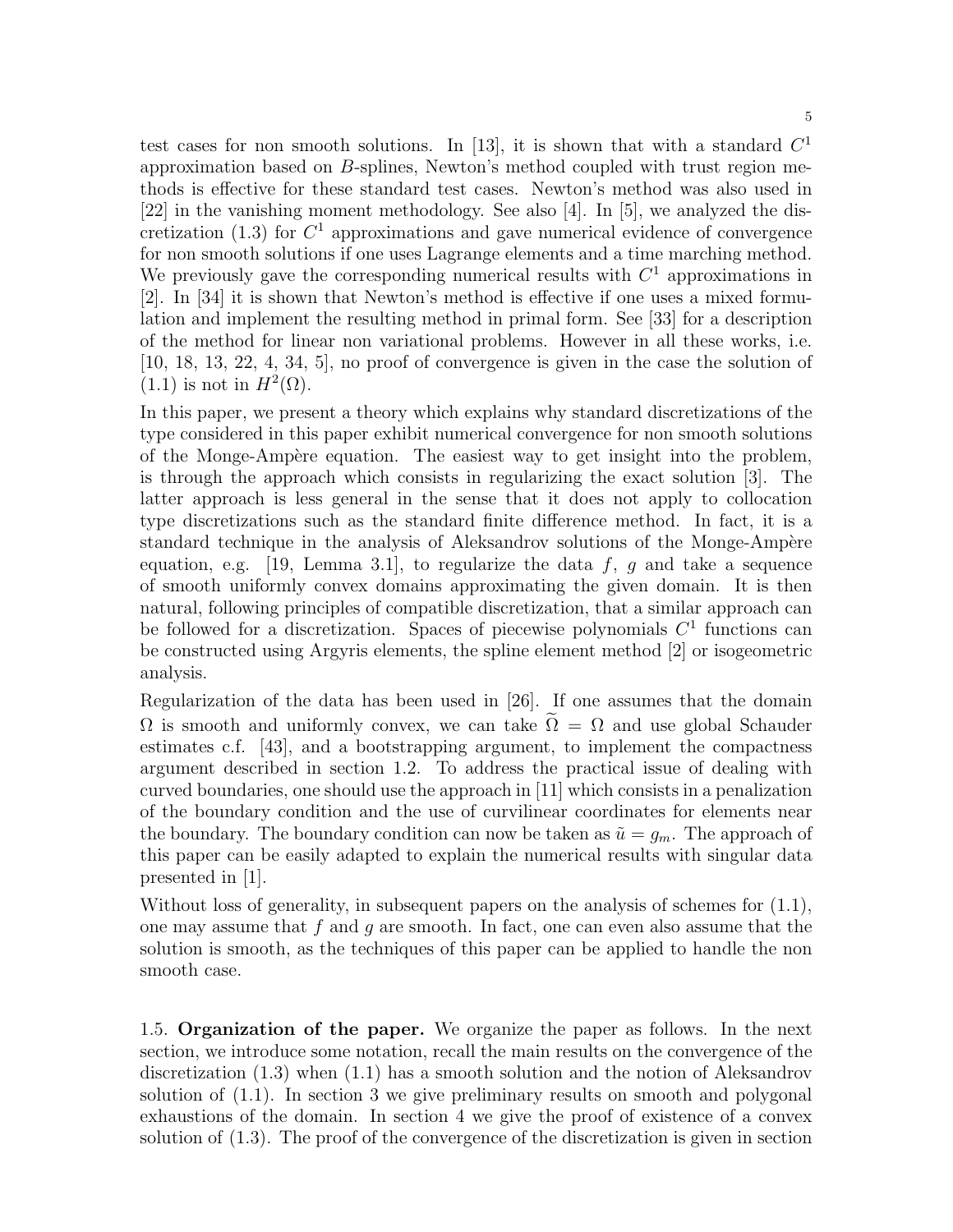test cases for non smooth solutions. In [13], it is shown that with a standard $C^1$ approximation based on $B$-splines, Newton's method coupled with trust region methods is effective for these standard test cases. Newton's method was also used in [22] in the vanishing moment methodology. See also [4]. In [5], we analyzed the discretization (1.3) for $C^1$ approximations and gave numerical evidence of convergence for non smooth solutions if one uses Lagrange elements and a time marching method. We previously gave the corresponding numerical results with $C^1$ approximations in [2]. In [34] it is shown that Newton's method is effective if one uses a mixed formulation and implement the resulting method in primal form. See [33] for a description of the method for linear non variational problems. However in all these works, i.e. [10, 18, 13, 22, 4, 34, 5], no proof of convergence is given in the case the solution of (1.1) is not in $H^2(\Omega)$.

In this paper, we present a theory which explains why standard discretizations of the type considered in this paper exhibit numerical convergence for non smooth solutions of the Monge-Ampère equation. The easiest way to get insight into the problem, is through the approach which consists in regularizing the exact solution [3]. The latter approach is less general in the sense that it does not apply to collocation type discretizations such as the standard finite difference method. In fact, it is a standard technique in the analysis of Aleksandrov solutions of the Monge-Ampère equation, e.g. [19, Lemma 3.1], to regularize the data $f$, $g$ and take a sequence of smooth uniformly convex domains approximating the given domain. It is then natural, following principles of compatible discretization, that a similar approach can be followed for a discretization. Spaces of piecewise polynomials $C^1$ functions can be constructed using Argyris elements, the spline element method [2] or isogeometric analysis.

Regularization of the data has been used in [26]. If one assumes that the domain $\Omega$ is smooth and uniformly convex, we can take $\widetilde{\Omega} = \Omega$ and use global Schauder estimates c.f. [43], and a bootstrapping argument, to implement the compactness argument described in section 1.2. To address the practical issue of dealing with curved boundaries, one should use the approach in [11] which consists in a penalization of the boundary condition and the use of curvilinear coordinates for elements near the boundary. The boundary condition can now be taken as $\tilde{u} = g_m$. The approach of this paper can be easily adapted to explain the numerical results with singular data presented in [1].

Without loss of generality, in subsequent papers on the analysis of schemes for (1.1), one may assume that $f$ and $g$ are smooth. In fact, one can even also assume that the solution is smooth, as the techniques of this paper can be applied to handle the non smooth case.

1.5. **Organization of the paper.** We organize the paper as follows. In the next section, we introduce some notation, recall the main results on the convergence of the discretization (1.3) when (1.1) has a smooth solution and the notion of Aleksandrov solution of (1.1). In section 3 we give preliminary results on smooth and polygonal exhaustions of the domain. In section 4 we give the proof of existence of a convex solution of (1.3). The proof of the convergence of the discretization is given in section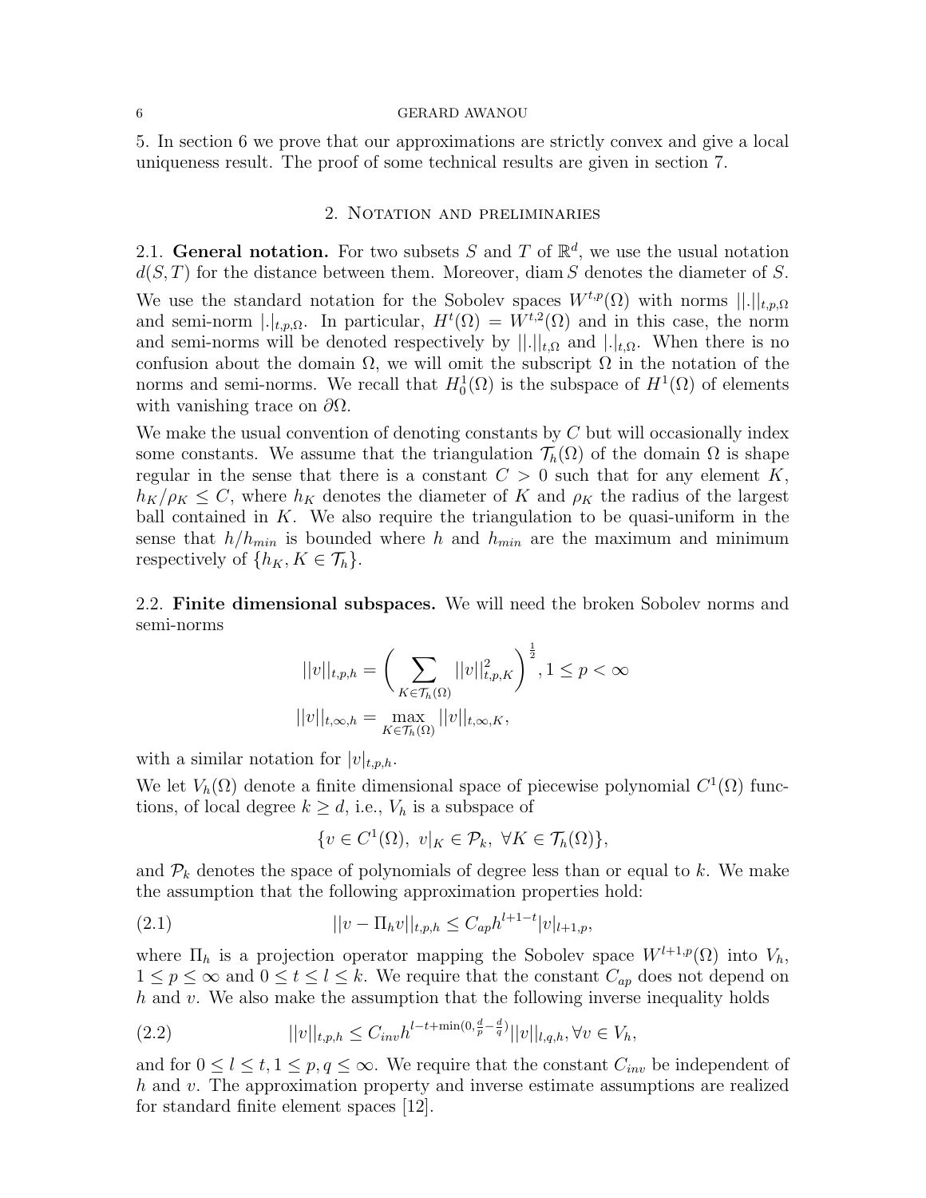5. In section 6 we prove that our approximations are strictly convex and give a local uniqueness result. The proof of some technical results are given in section 7.

## 2. Notation and preliminaries

**2.1. General notation.** For two subsets $S$ and $T$ of $\mathbb{R}^d$, we use the usual notation $d(S,T)$ for the distance between them. Moreover, $\operatorname{diam} S$ denotes the diameter of $S$.

We use the standard notation for the Sobolev spaces $W^{t,p}(\Omega)$ with norms $||.||_{t,p,\Omega}$ and semi-norm $|.|_{t,p,\Omega}$. In particular, $H^t(\Omega) = W^{t,2}(\Omega)$ and in this case, the norm and semi-norms will be denoted respectively by $||.||_{t,\Omega}$ and $|.|_{t,\Omega}$. When there is no confusion about the domain $\Omega$, we will omit the subscript $\Omega$ in the notation of the norms and semi-norms. We recall that $H_0^1(\Omega)$ is the subspace of $H^1(\Omega)$ of elements with vanishing trace on $\partial\Omega$.

We make the usual convention of denoting constants by $C$ but will occasionally index some constants. We assume that the triangulation $\mathcal{T}_h(\Omega)$ of the domain $\Omega$ is shape regular in the sense that there is a constant $C > 0$ such that for any element $K$, $h_K/\rho_K \leq C$, where $h_K$ denotes the diameter of $K$ and $\rho_K$ the radius of the largest ball contained in $K$. We also require the triangulation to be quasi-uniform in the sense that $h/h_{min}$ is bounded where $h$ and $h_{min}$ are the maximum and minimum respectively of $\{h_K, K \in \mathcal{T}_h\}$.

**2.2. Finite dimensional subspaces.** We will need the broken Sobolev norms and semi-norms

$$||v||_{t,p,h} = \bigg( \sum_{K \in \mathcal{T}_h(\Omega)} ||v||^2_{t,p,K} \bigg)^{\frac{1}{2}}, 1 \leq p < \infty$$

$$||v||_{t,\infty,h} = \max_{K \in \mathcal{T}_h(\Omega)} ||v||_{t,\infty,K},$$

with a similar notation for $|v|_{t,p,h}$.

We let $V_h(\Omega)$ denote a finite dimensional space of piecewise polynomial $C^1(\Omega)$ functions, of local degree $k \geq d$, i.e., $V_h$ is a subspace of

$$\{v \in C^1(\Omega),\ v|_K \in \mathcal{P}_k,\ \forall K \in \mathcal{T}_h(\Omega)\},$$

and $\mathcal{P}_k$ denotes the space of polynomials of degree less than or equal to $k$. We make the assumption that the following approximation properties hold:

$$||v - \Pi_h v||_{t,p,h} \leq C_{ap} h^{l+1-t} |v|_{l+1,p}, \tag{2.1}$$

where $\Pi_h$ is a projection operator mapping the Sobolev space $W^{l+1,p}(\Omega)$ into $V_h$, $1 \leq p \leq \infty$ and $0 \leq t \leq l \leq k$. We require that the constant $C_{ap}$ does not depend on $h$ and $v$. We also make the assumption that the following inverse inequality holds

$$||v||_{t,p,h} \leq C_{inv} h^{l-t+\min(0,\frac{d}{p}-\frac{d}{q})} ||v||_{l,q,h}, \forall v \in V_h, \tag{2.2}$$

and for $0 \leq l \leq t, 1 \leq p, q \leq \infty$. We require that the constant $C_{inv}$ be independent of $h$ and $v$. The approximation property and inverse estimate assumptions are realized for standard finite element spaces [12].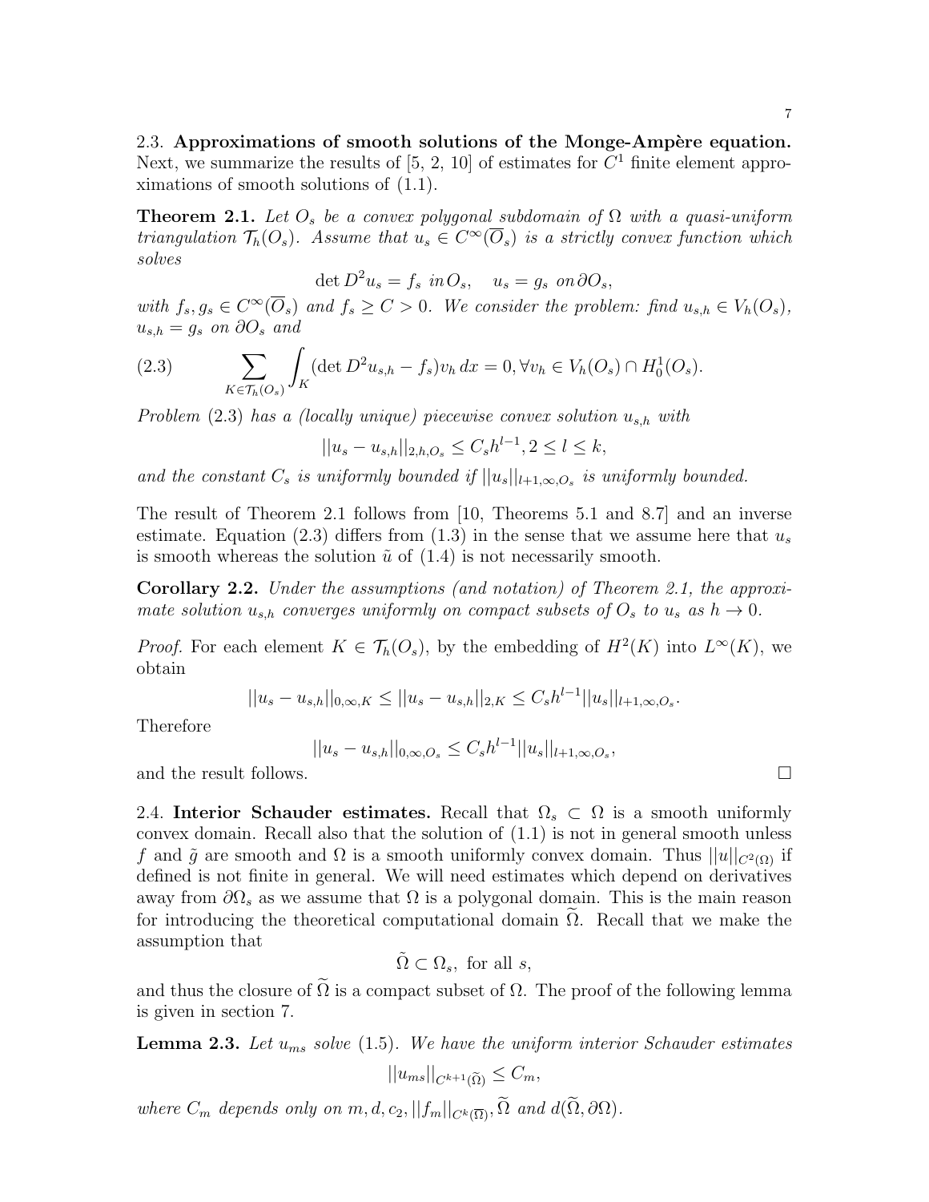2.3. **Approximations of smooth solutions of the Monge-Ampère equation.** Next, we summarize the results of [5, 2, 10] of estimates for $C^1$ finite element approximations of smooth solutions of (1.1).

**Theorem 2.1.** *Let $O_s$ be a convex polygonal subdomain of $\Omega$ with a quasi-uniform triangulation $\mathcal{T}_h(O_s)$. Assume that $u_s \in C^\infty(\overline{O}_s)$ is a strictly convex function which solves*

$$\det D^2 u_s = f_s \text{ in } O_s, \quad u_s = g_s \text{ on } \partial O_s,$$

*with $f_s, g_s \in C^\infty(\overline{O}_s)$ and $f_s \geq C > 0$. We consider the problem: find $u_{s,h} \in V_h(O_s)$, $u_{s,h} = g_s$ on $\partial O_s$ and*

$$\sum_{K \in \mathcal{T}_h(O_s)} \int_K (\det D^2 u_{s,h} - f_s) v_h \, dx = 0, \forall v_h \in V_h(O_s) \cap H_0^1(O_s). \tag{2.3}$$

*Problem (2.3) has a (locally unique) piecewise convex solution $u_{s,h}$ with*

$$||u_s - u_{s,h}||_{2,h,O_s} \leq C_s h^{l-1}, 2 \leq l \leq k,$$

*and the constant $C_s$ is uniformly bounded if $||u_s||_{l+1,\infty,O_s}$ is uniformly bounded.*

The result of Theorem 2.1 follows from [10, Theorems 5.1 and 8.7] and an inverse estimate. Equation (2.3) differs from (1.3) in the sense that we assume here that $u_s$ is smooth whereas the solution $\tilde{u}$ of (1.4) is not necessarily smooth.

**Corollary 2.2.** *Under the assumptions (and notation) of Theorem 2.1, the approximate solution $u_{s,h}$ converges uniformly on compact subsets of $O_s$ to $u_s$ as $h \to 0$.*

*Proof.* For each element $K \in \mathcal{T}_h(O_s)$, by the embedding of $H^2(K)$ into $L^\infty(K)$, we obtain

$$||u_s - u_{s,h}||_{0,\infty,K} \leq ||u_s - u_{s,h}||_{2,K} \leq C_s h^{l-1} ||u_s||_{l+1,\infty,O_s}.$$

Therefore

$$||u_s - u_{s,h}||_{0,\infty,O_s} \leq C_s h^{l-1} ||u_s||_{l+1,\infty,O_s},$$

and the result follows. □

2.4. **Interior Schauder estimates.** Recall that $\Omega_s \subset \Omega$ is a smooth uniformly convex domain. Recall also that the solution of (1.1) is not in general smooth unless $f$ and $\tilde{g}$ are smooth and $\Omega$ is a smooth uniformly convex domain. Thus $||u||_{C^2(\Omega)}$ if defined is not finite in general. We will need estimates which depend on derivatives away from $\partial\Omega_s$ as we assume that $\Omega$ is a polygonal domain. This is the main reason for introducing the theoretical computational domain $\widetilde{\Omega}$. Recall that we make the assumption that

$$\tilde{\Omega} \subset \Omega_s, \text{ for all } s,$$

and thus the closure of $\widetilde{\Omega}$ is a compact subset of $\Omega$. The proof of the following lemma is given in section 7.

**Lemma 2.3.** *Let $u_{ms}$ solve (1.5). We have the uniform interior Schauder estimates*

$$||u_{ms}||_{C^{k+1}(\widetilde{\Omega})} \leq C_m,$$

*where $C_m$ depends only on $m, d, c_2, ||f_m||_{C^k(\overline{\Omega})}, \widetilde{\Omega}$ and $d(\widetilde{\Omega}, \partial\Omega)$.*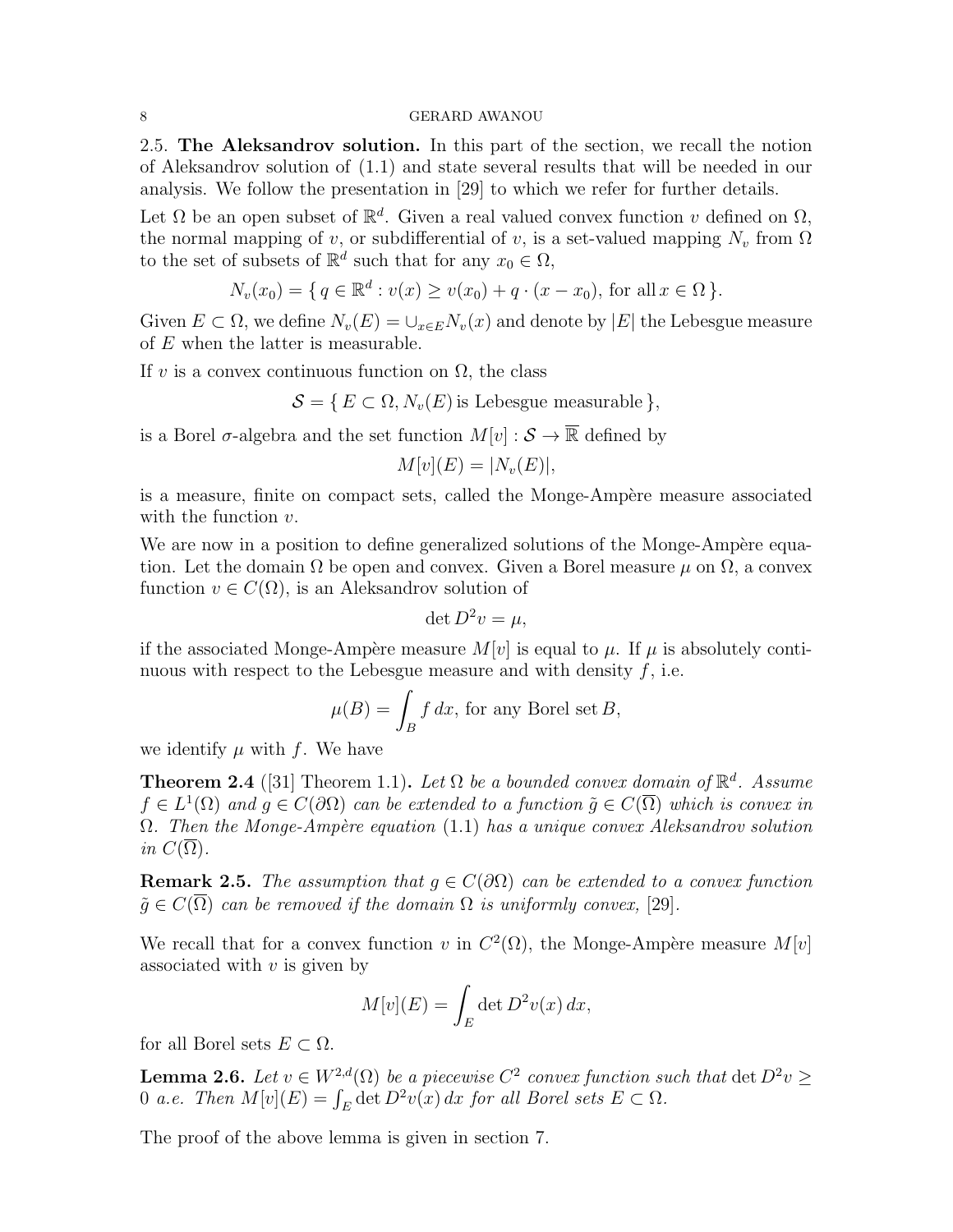## 2.5. The Aleksandrov solution.

In this part of the section, we recall the notion of Aleksandrov solution of (1.1) and state several results that will be needed in our analysis. We follow the presentation in [29] to which we refer for further details.

Let $\Omega$ be an open subset of $\mathbb{R}^d$. Given a real valued convex function $v$ defined on $\Omega$, the normal mapping of $v$, or subdifferential of $v$, is a set-valued mapping $N_v$ from $\Omega$ to the set of subsets of $\mathbb{R}^d$ such that for any $x_0 \in \Omega$,

$$N_v(x_0) = \{ \, q \in \mathbb{R}^d : v(x) \geq v(x_0) + q \cdot (x - x_0), \text{ for all } x \in \Omega \, \}.$$

Given $E \subset \Omega$, we define $N_v(E) = \cup_{x \in E} N_v(x)$ and denote by $|E|$ the Lebesgue measure of $E$ when the latter is measurable.

If $v$ is a convex continuous function on $\Omega$, the class

$$\mathcal{S} = \{ \, E \subset \Omega, N_v(E) \text{ is Lebesgue measurable} \, \},$$

is a Borel $\sigma$-algebra and the set function $M[v] : \mathcal{S} \to \overline{\mathbb{R}}$ defined by

$$M[v](E) = |N_v(E)|,$$

is a measure, finite on compact sets, called the Monge-Ampère measure associated with the function $v$.

We are now in a position to define generalized solutions of the Monge-Ampère equation. Let the domain $\Omega$ be open and convex. Given a Borel measure $\mu$ on $\Omega$, a convex function $v \in C(\Omega)$, is an Aleksandrov solution of

$$\det D^2 v = \mu,$$

if the associated Monge-Ampère measure $M[v]$ is equal to $\mu$. If $\mu$ is absolutely continuous with respect to the Lebesgue measure and with density $f$, i.e.

$$\mu(B) = \int_B f \, dx, \text{ for any Borel set } B,$$

we identify $\mu$ with $f$. We have

**Theorem 2.4** ([31] Theorem 1.1)**.** *Let $\Omega$ be a bounded convex domain of $\mathbb{R}^d$. Assume $f \in L^1(\Omega)$ and $g \in C(\partial\Omega)$ can be extended to a function $\tilde{g} \in C(\overline{\Omega})$ which is convex in $\Omega$. Then the Monge-Ampère equation* (1.1) *has a unique convex Aleksandrov solution in $C(\overline{\Omega})$.*

**Remark 2.5.** *The assumption that $g \in C(\partial\Omega)$ can be extended to a convex function $\tilde{g} \in C(\overline{\Omega})$ can be removed if the domain $\Omega$ is uniformly convex,* [29].

We recall that for a convex function $v$ in $C^2(\Omega)$, the Monge-Ampère measure $M[v]$ associated with $v$ is given by

$$M[v](E) = \int_E \det D^2 v(x) \, dx,$$

for all Borel sets $E \subset \Omega$.

**Lemma 2.6.** *Let $v \in W^{2,d}(\Omega)$ be a piecewise $C^2$ convex function such that $\det D^2 v \geq 0$ a.e. Then $M[v](E) = \int_E \det D^2 v(x) \, dx$ for all Borel sets $E \subset \Omega$.*

The proof of the above lemma is given in section 7.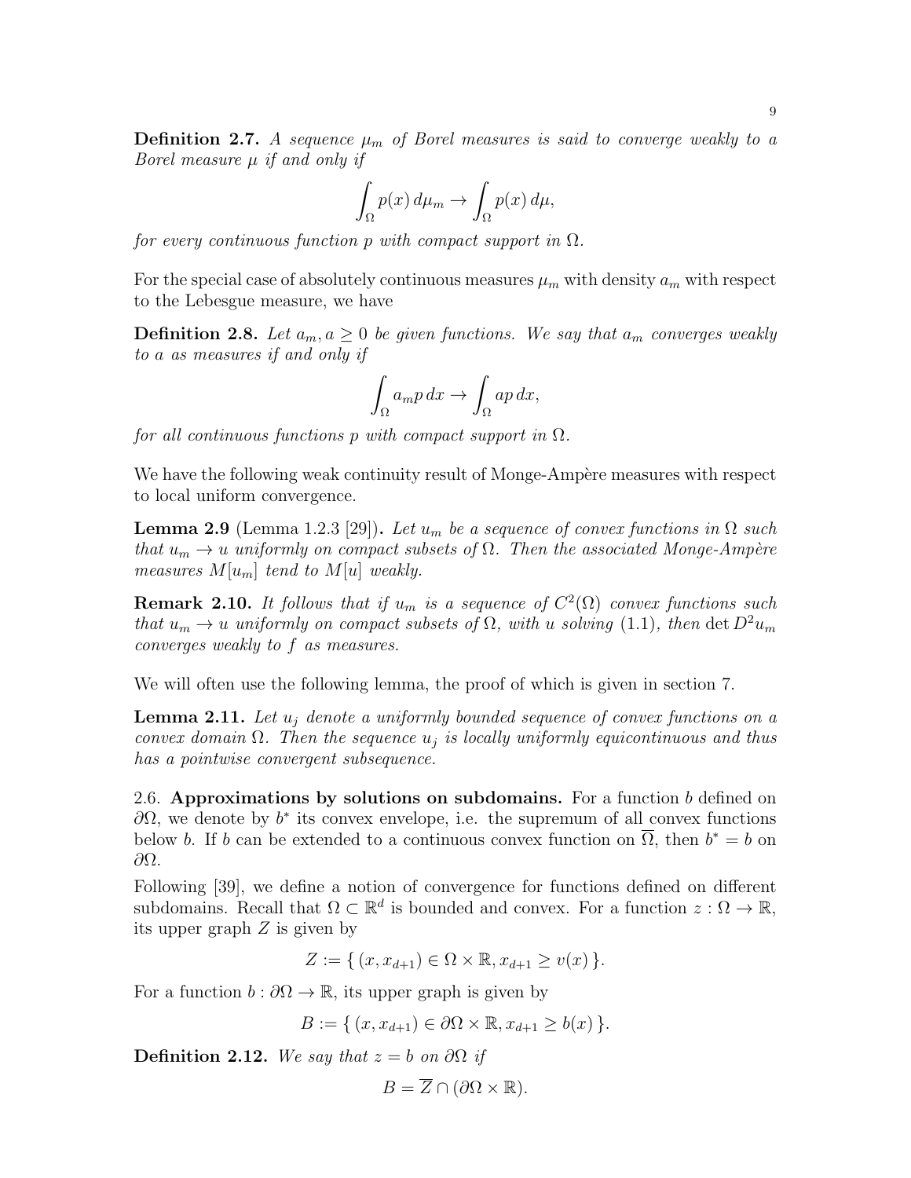**Definition 2.7.** *A sequence $\mu_m$ of Borel measures is said to converge weakly to a Borel measure $\mu$ if and only if*

$$\int_\Omega p(x)\, d\mu_m \to \int_\Omega p(x)\, d\mu,$$

*for every continuous function $p$ with compact support in $\Omega$.*

For the special case of absolutely continuous measures $\mu_m$ with density $a_m$ with respect to the Lebesgue measure, we have

**Definition 2.8.** *Let $a_m, a \geq 0$ be given functions. We say that $a_m$ converges weakly to $a$ as measures if and only if*

$$\int_\Omega a_m p\, dx \to \int_\Omega a p\, dx,$$

*for all continuous functions $p$ with compact support in $\Omega$.*

We have the following weak continuity result of Monge-Ampère measures with respect to local uniform convergence.

**Lemma 2.9** (Lemma 1.2.3 [29])**.** *Let $u_m$ be a sequence of convex functions in $\Omega$ such that $u_m \to u$ uniformly on compact subsets of $\Omega$. Then the associated Monge-Ampère measures $M[u_m]$ tend to $M[u]$ weakly.*

**Remark 2.10.** *It follows that if $u_m$ is a sequence of $C^2(\Omega)$ convex functions such that $u_m \to u$ uniformly on compact subsets of $\Omega$, with $u$ solving (1.1), then $\det D^2 u_m$ converges weakly to $f$ as measures.*

We will often use the following lemma, the proof of which is given in section 7.

**Lemma 2.11.** *Let $u_j$ denote a uniformly bounded sequence of convex functions on a convex domain $\Omega$. Then the sequence $u_j$ is locally uniformly equicontinuous and thus has a pointwise convergent subsequence.*

2.6. **Approximations by solutions on subdomains.** For a function $b$ defined on $\partial\Omega$, we denote by $b^*$ its convex envelope, i.e. the supremum of all convex functions below $b$. If $b$ can be extended to a continuous convex function on $\overline{\Omega}$, then $b^* = b$ on $\partial\Omega$.

Following [39], we define a notion of convergence for functions defined on different subdomains. Recall that $\Omega \subset \mathbb{R}^d$ is bounded and convex. For a function $z : \Omega \to \mathbb{R}$, its upper graph $Z$ is given by

$$Z := \{\, (x, x_{d+1}) \in \Omega \times \mathbb{R}, x_{d+1} \geq v(x) \,\}.$$

For a function $b : \partial\Omega \to \mathbb{R}$, its upper graph is given by

$$B := \{\, (x, x_{d+1}) \in \partial\Omega \times \mathbb{R}, x_{d+1} \geq b(x) \,\}.$$

**Definition 2.12.** *We say that $z = b$ on $\partial\Omega$ if*

$$B = \overline{Z} \cap (\partial\Omega \times \mathbb{R}).$$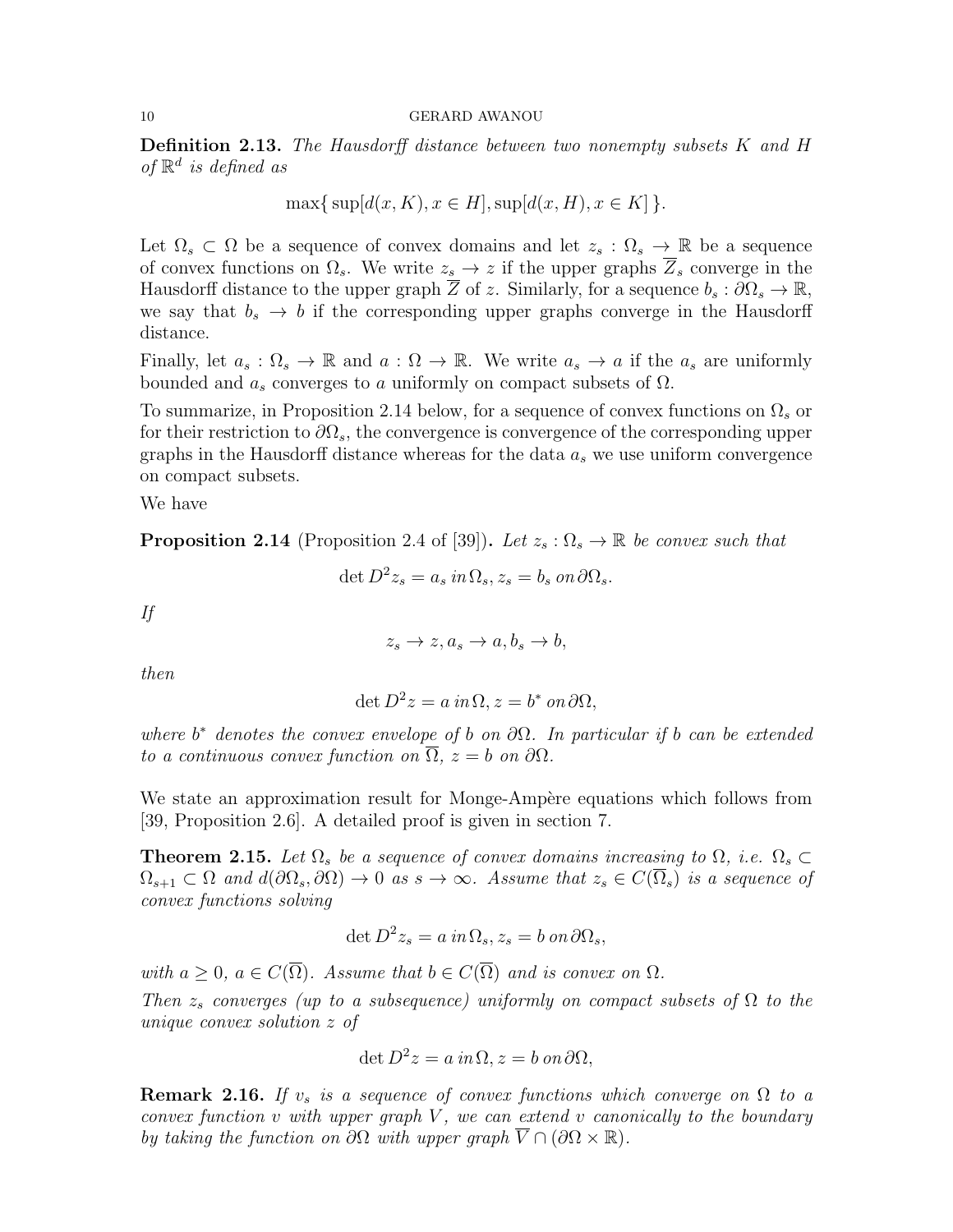**Definition 2.13.** *The Hausdorff distance between two nonempty subsets $K$ and $H$ of $\mathbb{R}^d$ is defined as*

$$\max\{\sup[d(x, K), x \in H], \sup[d(x, H), x \in K]\}.$$

Let $\Omega_s \subset \Omega$ be a sequence of convex domains and let $z_s : \Omega_s \to \mathbb{R}$ be a sequence of convex functions on $\Omega_s$. We write $z_s \to z$ if the upper graphs $\overline{Z}_s$ converge in the Hausdorff distance to the upper graph $\overline{Z}$ of $z$. Similarly, for a sequence $b_s : \partial\Omega_s \to \mathbb{R}$, we say that $b_s \to b$ if the corresponding upper graphs converge in the Hausdorff distance.

Finally, let $a_s : \Omega_s \to \mathbb{R}$ and $a : \Omega \to \mathbb{R}$. We write $a_s \to a$ if the $a_s$ are uniformly bounded and $a_s$ converges to $a$ uniformly on compact subsets of $\Omega$.

To summarize, in Proposition 2.14 below, for a sequence of convex functions on $\Omega_s$ or for their restriction to $\partial\Omega_s$, the convergence is convergence of the corresponding upper graphs in the Hausdorff distance whereas for the data $a_s$ we use uniform convergence on compact subsets.

We have

**Proposition 2.14** (Proposition 2.4 of [39])**.** *Let $z_s : \Omega_s \to \mathbb{R}$ be convex such that*

$$\det D^2 z_s = a_s \, in \, \Omega_s, z_s = b_s \, on \, \partial\Omega_s.$$

*If*

$$z_s \to z, a_s \to a, b_s \to b,$$

*then*

$$\det D^2 z = a \, in \, \Omega, z = b^* \, on \, \partial\Omega,$$

*where $b^*$ denotes the convex envelope of $b$ on $\partial\Omega$. In particular if $b$ can be extended to a continuous convex function on $\overline{\Omega}$, $z = b$ on $\partial\Omega$.*

We state an approximation result for Monge-Ampère equations which follows from [39, Proposition 2.6]. A detailed proof is given in section 7.

**Theorem 2.15.** *Let $\Omega_s$ be a sequence of convex domains increasing to $\Omega$, i.e. $\Omega_s \subset \Omega_{s+1} \subset \Omega$ and $d(\partial\Omega_s, \partial\Omega) \to 0$ as $s \to \infty$. Assume that $z_s \in C(\overline{\Omega}_s)$ is a sequence of convex functions solving*

$$\det D^2 z_s = a \, in \, \Omega_s, z_s = b \, on \, \partial\Omega_s,$$

*with $a \geq 0$, $a \in C(\overline{\Omega})$. Assume that $b \in C(\overline{\Omega})$ and is convex on $\Omega$.*

*Then $z_s$ converges (up to a subsequence) uniformly on compact subsets of $\Omega$ to the unique convex solution $z$ of*

$$\det D^2 z = a \, in \, \Omega, z = b \, on \, \partial\Omega,$$

**Remark 2.16.** *If $v_s$ is a sequence of convex functions which converge on $\Omega$ to a convex function $v$ with upper graph $V$, we can extend $v$ canonically to the boundary by taking the function on $\partial\Omega$ with upper graph $\overline{V} \cap (\partial\Omega \times \mathbb{R})$.*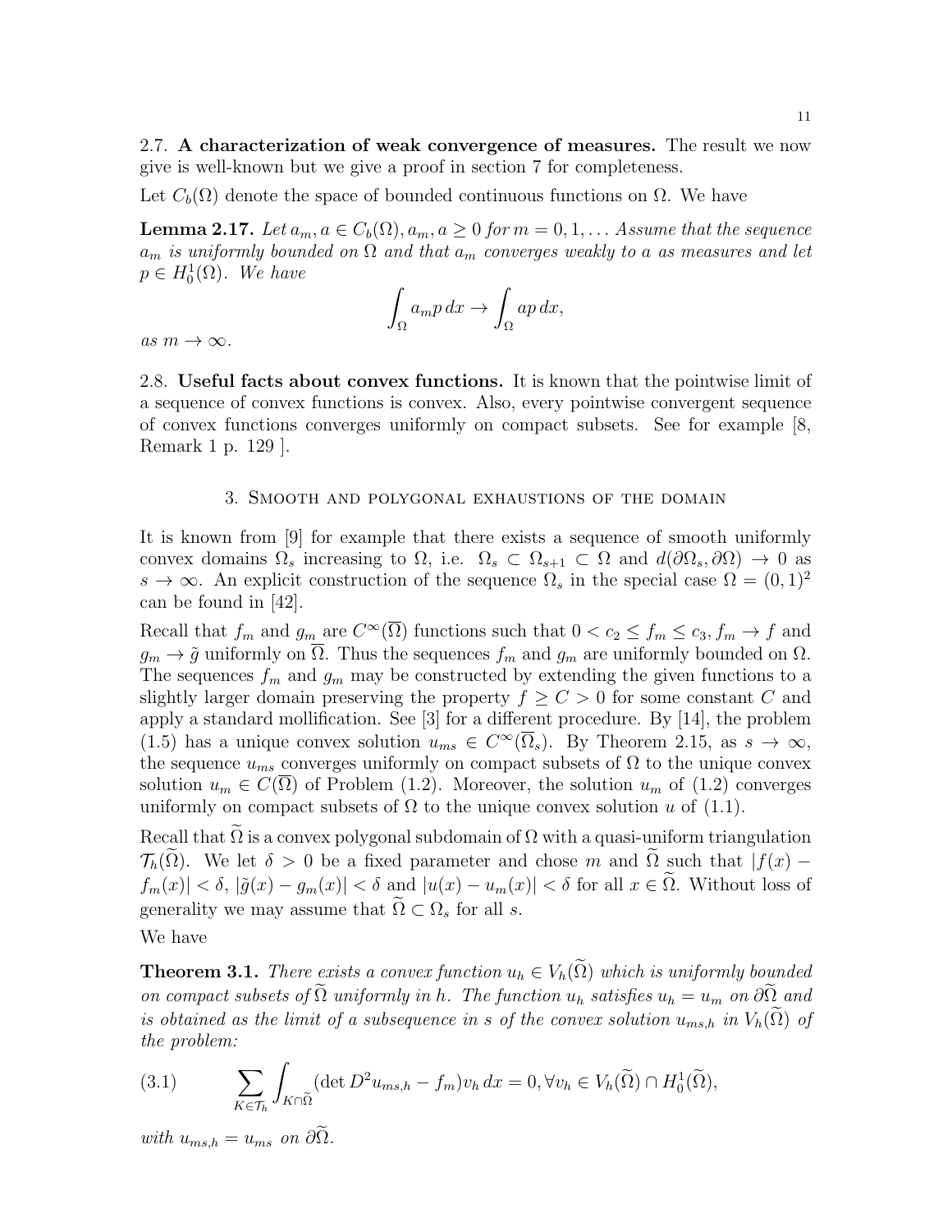2.7. **A characterization of weak convergence of measures.** The result we now give is well-known but we give a proof in section 7 for completeness.

Let $C_b(\Omega)$ denote the space of bounded continuous functions on $\Omega$. We have

**Lemma 2.17.** *Let $a_m, a \in C_b(\Omega), a_m, a \geq 0$ for $m = 0, 1, \ldots$ Assume that the sequence $a_m$ is uniformly bounded on $\Omega$ and that $a_m$ converges weakly to $a$ as measures and let $p \in H_0^1(\Omega)$. We have*

$$\int_\Omega a_m p \, dx \to \int_\Omega a p \, dx,$$

*as $m \to \infty$.*

2.8. **Useful facts about convex functions.** It is known that the pointwise limit of a sequence of convex functions is convex. Also, every pointwise convergent sequence of convex functions converges uniformly on compact subsets. See for example [8, Remark 1 p. 129 ].

## 3. Smooth and polygonal exhaustions of the domain

It is known from [9] for example that there exists a sequence of smooth uniformly convex domains $\Omega_s$ increasing to $\Omega$, i.e. $\Omega_s \subset \Omega_{s+1} \subset \Omega$ and $d(\partial \Omega_s, \partial \Omega) \to 0$ as $s \to \infty$. An explicit construction of the sequence $\Omega_s$ in the special case $\Omega = (0,1)^2$ can be found in [42].

Recall that $f_m$ and $g_m$ are $C^\infty(\overline{\Omega})$ functions such that $0 < c_2 \leq f_m \leq c_3, f_m \to f$ and $g_m \to \tilde{g}$ uniformly on $\overline{\Omega}$. Thus the sequences $f_m$ and $g_m$ are uniformly bounded on $\Omega$. The sequences $f_m$ and $g_m$ may be constructed by extending the given functions to a slightly larger domain preserving the property $f \geq C > 0$ for some constant $C$ and apply a standard mollification. See [3] for a different procedure. By [14], the problem (1.5) has a unique convex solution $u_{ms} \in C^\infty(\overline{\Omega}_s)$. By Theorem 2.15, as $s \to \infty$, the sequence $u_{ms}$ converges uniformly on compact subsets of $\Omega$ to the unique convex solution $u_m \in C(\overline{\Omega})$ of Problem (1.2). Moreover, the solution $u_m$ of (1.2) converges uniformly on compact subsets of $\Omega$ to the unique convex solution $u$ of (1.1).

Recall that $\widetilde{\Omega}$ is a convex polygonal subdomain of $\Omega$ with a quasi-uniform triangulation $\mathcal{T}_h(\widetilde{\Omega})$. We let $\delta > 0$ be a fixed parameter and chose $m$ and $\widetilde{\Omega}$ such that $|f(x) - f_m(x)| < \delta$, $|\tilde{g}(x) - g_m(x)| < \delta$ and $|u(x) - u_m(x)| < \delta$ for all $x \in \widetilde{\Omega}$. Without loss of generality we may assume that $\widetilde{\Omega} \subset \Omega_s$ for all $s$.

We have

**Theorem 3.1.** *There exists a convex function $u_h \in V_h(\widetilde{\Omega})$ which is uniformly bounded on compact subsets of $\widetilde{\Omega}$ uniformly in $h$. The function $u_h$ satisfies $u_h = u_m$ on $\partial \widetilde{\Omega}$ and is obtained as the limit of a subsequence in $s$ of the convex solution $u_{ms,h}$ in $V_h(\widetilde{\Omega})$ of the problem:*

$$\sum_{K \in \mathcal{T}_h} \int_{K \cap \widetilde{\Omega}} (\det D^2 u_{ms,h} - f_m) v_h \, dx = 0, \forall v_h \in V_h(\widetilde{\Omega}) \cap H_0^1(\widetilde{\Omega}), \tag{3.1}$$

*with $u_{ms,h} = u_{ms}$ on $\partial \widetilde{\Omega}$.*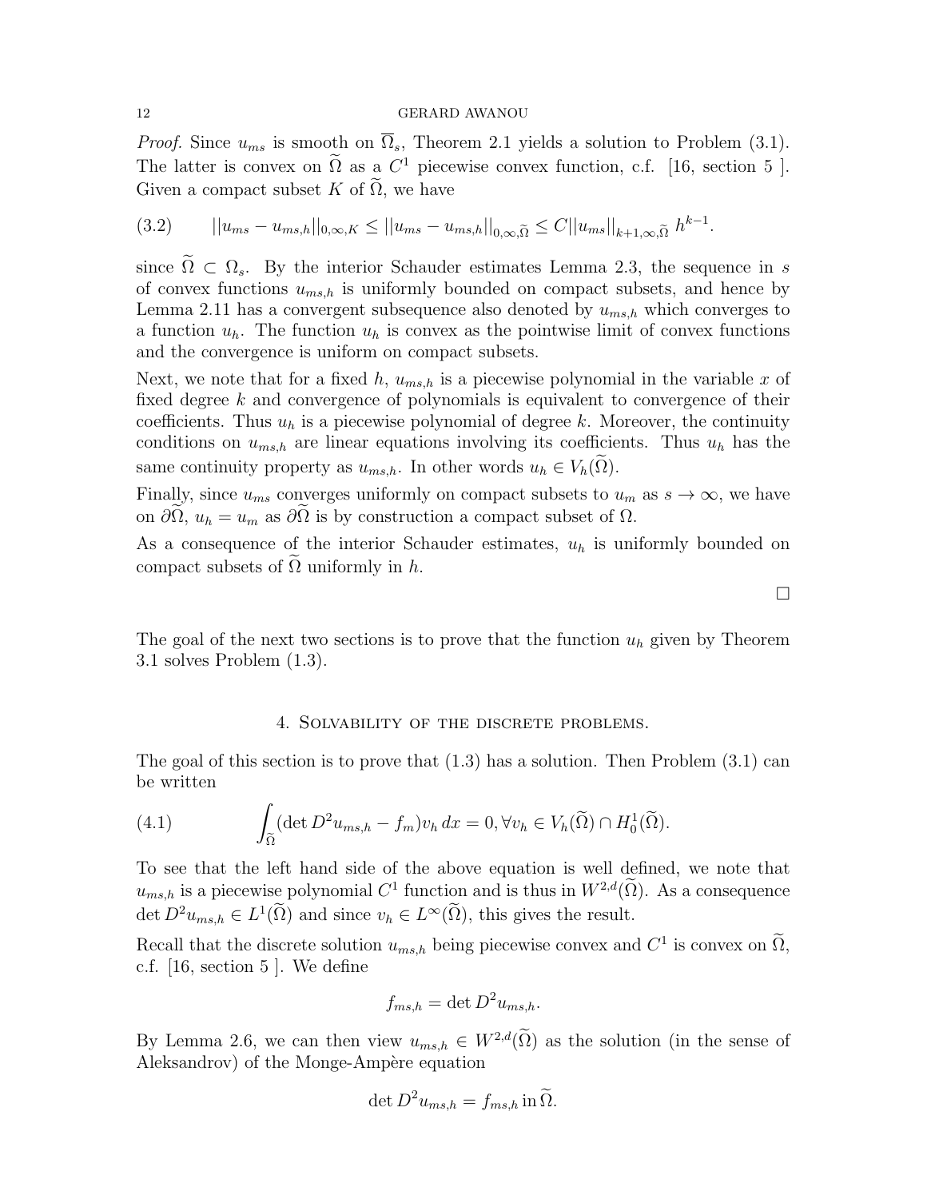*Proof.* Since $u_{ms}$ is smooth on $\overline{\Omega}_s$, Theorem 2.1 yields a solution to Problem (3.1). The latter is convex on $\widetilde{\Omega}$ as a $C^1$ piecewise convex function, c.f. [16, section 5 ]. Given a compact subset $K$ of $\widetilde{\Omega}$, we have

$$||u_{ms} - u_{ms,h}||_{0,\infty,K} \leq ||u_{ms} - u_{ms,h}||_{0,\infty,\widetilde{\Omega}} \leq C||u_{ms}||_{k+1,\infty,\widetilde{\Omega}}\, h^{k-1}. \tag{3.2}$$

since $\widetilde{\Omega} \subset \Omega_s$. By the interior Schauder estimates Lemma 2.3, the sequence in $s$ of convex functions $u_{ms,h}$ is uniformly bounded on compact subsets, and hence by Lemma 2.11 has a convergent subsequence also denoted by $u_{ms,h}$ which converges to a function $u_h$. The function $u_h$ is convex as the pointwise limit of convex functions and the convergence is uniform on compact subsets.

Next, we note that for a fixed $h$, $u_{ms,h}$ is a piecewise polynomial in the variable $x$ of fixed degree $k$ and convergence of polynomials is equivalent to convergence of their coefficients. Thus $u_h$ is a piecewise polynomial of degree $k$. Moreover, the continuity conditions on $u_{ms,h}$ are linear equations involving its coefficients. Thus $u_h$ has the same continuity property as $u_{ms,h}$. In other words $u_h \in V_h(\widetilde{\Omega})$.

Finally, since $u_{ms}$ converges uniformly on compact subsets to $u_m$ as $s \to \infty$, we have on $\partial\widetilde{\Omega}$, $u_h = u_m$ as $\partial\widetilde{\Omega}$ is by construction a compact subset of $\Omega$.

As a consequence of the interior Schauder estimates, $u_h$ is uniformly bounded on compact subsets of $\widetilde{\Omega}$ uniformly in $h$.

□

The goal of the next two sections is to prove that the function $u_h$ given by Theorem 3.1 solves Problem (1.3).

## 4. Solvability of the discrete problems.

The goal of this section is to prove that (1.3) has a solution. Then Problem (3.1) can be written

$$\int_{\widetilde{\Omega}} (\det D^2 u_{ms,h} - f_m) v_h \, dx = 0, \forall v_h \in V_h(\widetilde{\Omega}) \cap H_0^1(\widetilde{\Omega}). \tag{4.1}$$

To see that the left hand side of the above equation is well defined, we note that $u_{ms,h}$ is a piecewise polynomial $C^1$ function and is thus in $W^{2,d}(\widetilde{\Omega})$. As a consequence $\det D^2 u_{ms,h} \in L^1(\widetilde{\Omega})$ and since $v_h \in L^\infty(\widetilde{\Omega})$, this gives the result.

Recall that the discrete solution $u_{ms,h}$ being piecewise convex and $C^1$ is convex on $\widetilde{\Omega}$, c.f. [16, section 5 ]. We define

$$f_{ms,h} = \det D^2 u_{ms,h}.$$

By Lemma 2.6, we can then view $u_{ms,h} \in W^{2,d}(\widetilde{\Omega})$ as the solution (in the sense of Aleksandrov) of the Monge-Ampère equation

$$\det D^2 u_{ms,h} = f_{ms,h} \, \text{in} \, \widetilde{\Omega}.$$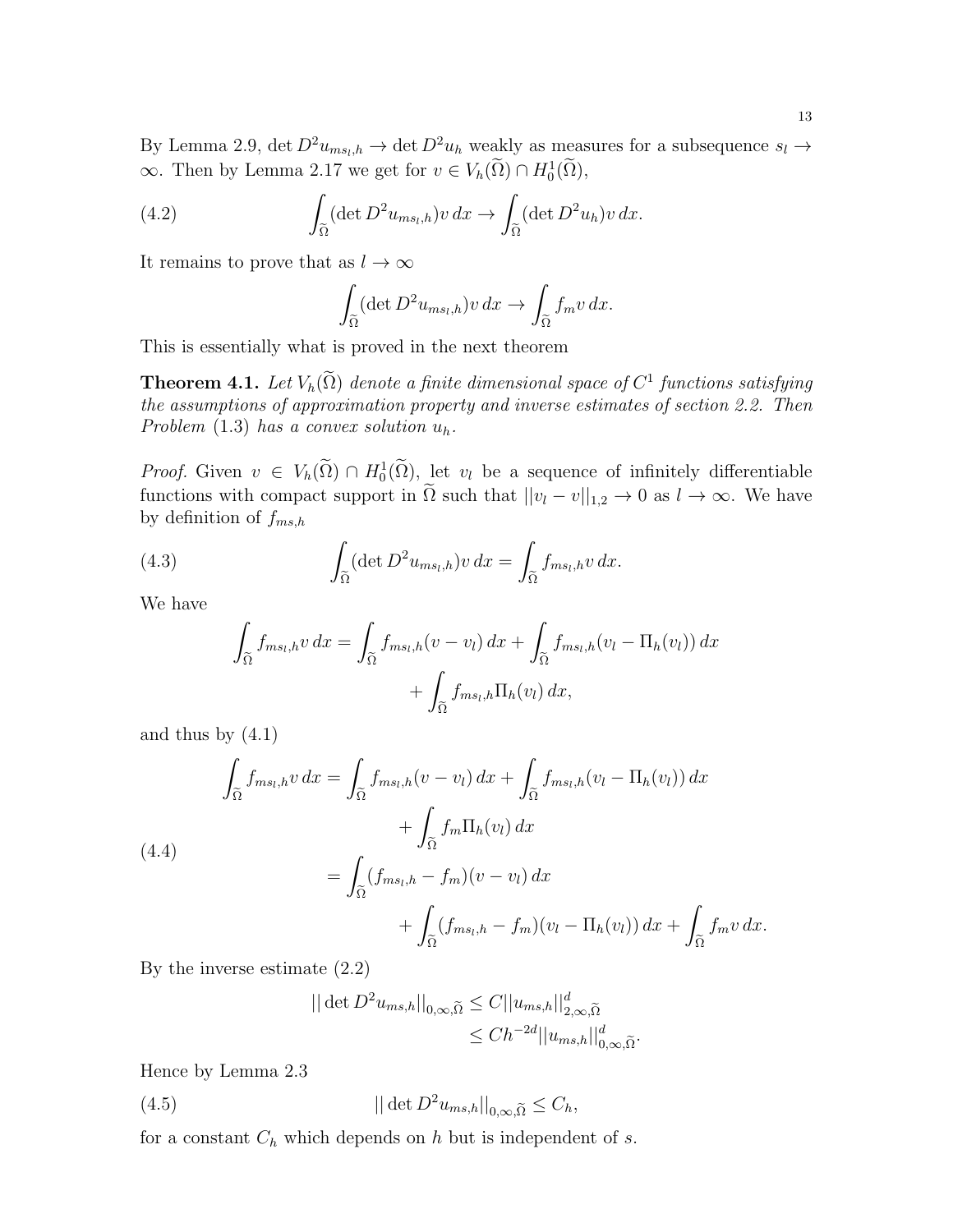By Lemma 2.9, $\det D^2 u_{ms_l,h} \to \det D^2 u_h$ weakly as measures for a subsequence $s_l \to \infty$. Then by Lemma 2.17 we get for $v \in V_h(\widetilde{\Omega}) \cap H_0^1(\widetilde{\Omega})$,

$$\int_{\widetilde{\Omega}} (\det D^2 u_{ms_l,h}) v \, dx \to \int_{\widetilde{\Omega}} (\det D^2 u_h) v \, dx. \tag{4.2}$$

It remains to prove that as $l \to \infty$

$$\int_{\widetilde{\Omega}} (\det D^2 u_{ms_l,h}) v \, dx \to \int_{\widetilde{\Omega}} f_m v \, dx.$$

This is essentially what is proved in the next theorem

**Theorem 4.1.** *Let $V_h(\widetilde{\Omega})$ denote a finite dimensional space of $C^1$ functions satisfying the assumptions of approximation property and inverse estimates of section 2.2. Then Problem* (1.3) *has a convex solution $u_h$.*

*Proof.* Given $v \in V_h(\widetilde{\Omega}) \cap H_0^1(\widetilde{\Omega})$, let $v_l$ be a sequence of infinitely differentiable functions with compact support in $\widetilde{\Omega}$ such that $||v_l - v||_{1,2} \to 0$ as $l \to \infty$. We have by definition of $f_{ms,h}$

$$\int_{\widetilde{\Omega}} (\det D^2 u_{ms_l,h}) v \, dx = \int_{\widetilde{\Omega}} f_{ms_l,h} v \, dx. \tag{4.3}$$

We have

$$\int_{\widetilde{\Omega}} f_{ms_l,h} v \, dx = \int_{\widetilde{\Omega}} f_{ms_l,h} (v - v_l) \, dx + \int_{\widetilde{\Omega}} f_{ms_l,h} (v_l - \Pi_h(v_l)) \, dx + \int_{\widetilde{\Omega}} f_{ms_l,h} \Pi_h(v_l) \, dx,$$

and thus by (4.1)

$$\begin{aligned} \int_{\widetilde{\Omega}} f_{ms_l,h} v \, dx &= \int_{\widetilde{\Omega}} f_{ms_l,h} (v - v_l) \, dx + \int_{\widetilde{\Omega}} f_{ms_l,h} (v_l - \Pi_h(v_l)) \, dx \\ &\quad + \int_{\widetilde{\Omega}} f_m \Pi_h(v_l) \, dx \\ &= \int_{\widetilde{\Omega}} (f_{ms_l,h} - f_m)(v - v_l) \, dx \\ &\quad + \int_{\widetilde{\Omega}} (f_{ms_l,h} - f_m)(v_l - \Pi_h(v_l)) \, dx + \int_{\widetilde{\Omega}} f_m v \, dx. \end{aligned} \tag{4.4}$$

By the inverse estimate (2.2)

$$\begin{aligned} || \det D^2 u_{ms,h} ||_{0,\infty,\widetilde{\Omega}} &\leq C ||u_{ms,h}||^d_{2,\infty,\widetilde{\Omega}} \\ &\leq C h^{-2d} ||u_{ms,h}||^d_{0,\infty,\widetilde{\Omega}}. \end{aligned}$$

Hence by Lemma 2.3

$$|| \det D^2 u_{ms,h} ||_{0,\infty,\widetilde{\Omega}} \leq C_h, \tag{4.5}$$

for a constant $C_h$ which depends on $h$ but is independent of $s$.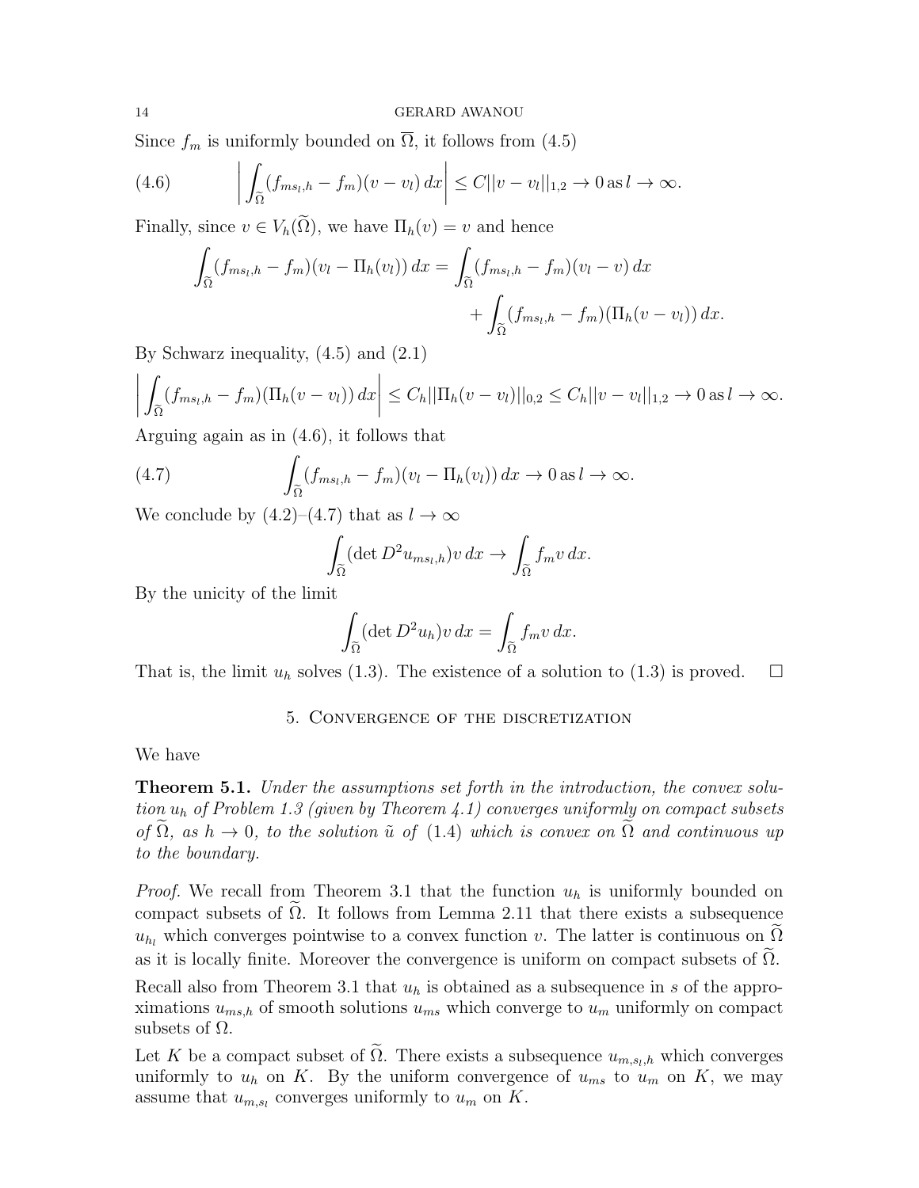Since $f_m$ is uniformly bounded on $\overline{\Omega}$, it follows from (4.5)

$$
\left| \int_{\widetilde{\Omega}} (f_{ms_l,h} - f_m)(v - v_l)\, dx \right| \leq C||v - v_l||_{1,2} \to 0 \,\text{as}\, l \to \infty. \tag{4.6}
$$

Finally, since $v \in V_h(\widetilde{\Omega})$, we have $\Pi_h(v) = v$ and hence

$$
\int_{\widetilde{\Omega}} (f_{ms_l,h} - f_m)(v_l - \Pi_h(v_l))\, dx = \int_{\widetilde{\Omega}} (f_{ms_l,h} - f_m)(v_l - v)\, dx + \int_{\widetilde{\Omega}} (f_{ms_l,h} - f_m)(\Pi_h(v - v_l))\, dx.
$$

By Schwarz inequality, (4.5) and (2.1)

$$
\left| \int_{\widetilde{\Omega}} (f_{ms_l,h} - f_m)(\Pi_h(v - v_l))\, dx \right| \leq C_h||\Pi_h(v - v_l)||_{0,2} \leq C_h||v - v_l||_{1,2} \to 0 \,\text{as}\, l \to \infty.
$$

Arguing again as in (4.6), it follows that

$$
\int_{\widetilde{\Omega}} (f_{ms_l,h} - f_m)(v_l - \Pi_h(v_l))\, dx \to 0 \,\text{as}\, l \to \infty. \tag{4.7}
$$

We conclude by (4.2)–(4.7) that as $l \to \infty$

$$
\int_{\widetilde{\Omega}} (\det D^2 u_{ms_l,h}) v\, dx \to \int_{\widetilde{\Omega}} f_m v\, dx.
$$

By the unicity of the limit

$$
\int_{\widetilde{\Omega}} (\det D^2 u_h) v\, dx = \int_{\widetilde{\Omega}} f_m v\, dx.
$$

That is, the limit $u_h$ solves (1.3). The existence of a solution to (1.3) is proved. □

## 5. Convergence of the discretization

We have

**Theorem 5.1.** *Under the assumptions set forth in the introduction, the convex solution $u_h$ of Problem 1.3 (given by Theorem 4.1) converges uniformly on compact subsets of $\widetilde{\Omega}$, as $h \to 0$, to the solution $\tilde{u}$ of (1.4) which is convex on $\widetilde{\Omega}$ and continuous up to the boundary.*

*Proof.* We recall from Theorem 3.1 that the function $u_h$ is uniformly bounded on compact subsets of $\widetilde{\Omega}$. It follows from Lemma 2.11 that there exists a subsequence $u_{h_l}$ which converges pointwise to a convex function $v$. The latter is continuous on $\widetilde{\Omega}$ as it is locally finite. Moreover the convergence is uniform on compact subsets of $\widetilde{\Omega}$.

Recall also from Theorem 3.1 that $u_h$ is obtained as a subsequence in $s$ of the approximations $u_{ms,h}$ of smooth solutions $u_{ms}$ which converge to $u_m$ uniformly on compact subsets of $\Omega$.

Let $K$ be a compact subset of $\widetilde{\Omega}$. There exists a subsequence $u_{m,s_l,h}$ which converges uniformly to $u_h$ on $K$. By the uniform convergence of $u_{ms}$ to $u_m$ on $K$, we may assume that $u_{m,s_l}$ converges uniformly to $u_m$ on $K$.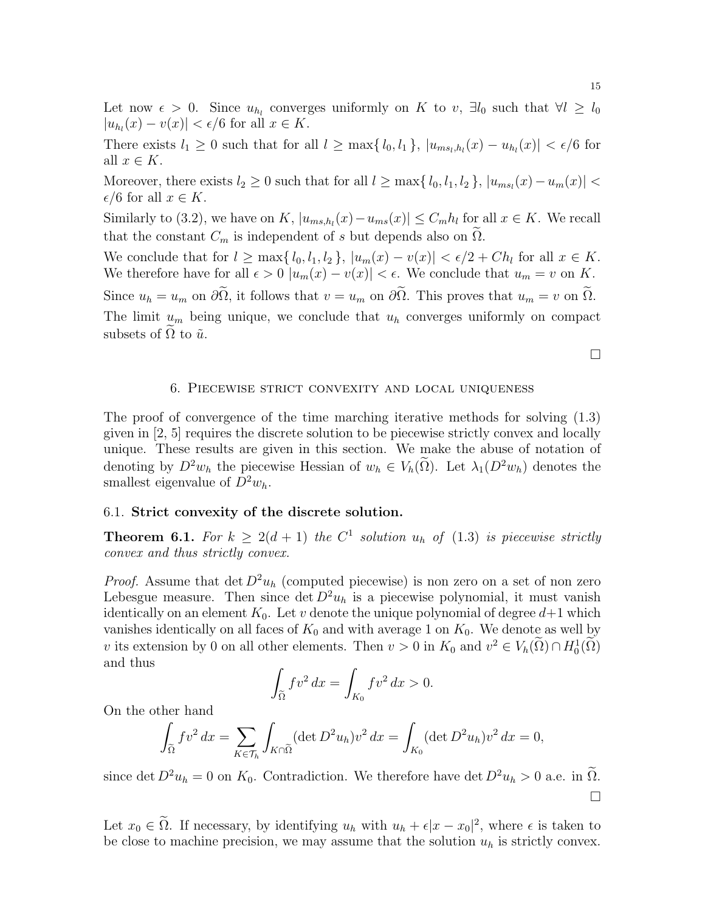Let now $\epsilon > 0$. Since $u_{h_l}$ converges uniformly on $K$ to $v$, $\exists l_0$ such that $\forall l \geq l_0$ $|u_{h_l}(x) - v(x)| < \epsilon/6$ for all $x \in K$.

There exists $l_1 \geq 0$ such that for all $l \geq \max\{ l_0, l_1 \}$, $|u_{ms_l,h_l}(x) - u_{h_l}(x)| < \epsilon/6$ for all $x \in K$.

Moreover, there exists $l_2 \geq 0$ such that for all $l \geq \max\{ l_0, l_1, l_2 \}$, $|u_{ms_l}(x) - u_m(x)| < \epsilon/6$ for all $x \in K$.

Similarly to (3.2), we have on $K$, $|u_{ms,h_l}(x) - u_{ms}(x)| \leq C_m h_l$ for all $x \in K$. We recall that the constant $C_m$ is independent of $s$ but depends also on $\widetilde{\Omega}$.

We conclude that for $l \geq \max\{ l_0, l_1, l_2 \}$, $|u_m(x) - v(x)| < \epsilon/2 + Ch_l$ for all $x \in K$. We therefore have for all $\epsilon > 0$ $|u_m(x) - v(x)| < \epsilon$. We conclude that $u_m = v$ on $K$.

Since $u_h = u_m$ on $\partial\widetilde{\Omega}$, it follows that $v = u_m$ on $\partial\widetilde{\Omega}$. This proves that $u_m = v$ on $\widetilde{\Omega}$.

The limit $u_m$ being unique, we conclude that $u_h$ converges uniformly on compact subsets of $\widetilde{\Omega}$ to $\tilde{u}$.

□

## 6. Piecewise strict convexity and local uniqueness

The proof of convergence of the time marching iterative methods for solving (1.3) given in [2, 5] requires the discrete solution to be piecewise strictly convex and locally unique. These results are given in this section. We make the abuse of notation of denoting by $D^2 w_h$ the piecewise Hessian of $w_h \in V_h(\widetilde{\Omega})$. Let $\lambda_1(D^2 w_h)$ denotes the smallest eigenvalue of $D^2 w_h$.

### 6.1. Strict convexity of the discrete solution.

**Theorem 6.1.** *For $k \geq 2(d+1)$ the $C^1$ solution $u_h$ of (1.3) is piecewise strictly convex and thus strictly convex.*

*Proof.* Assume that $\det D^2 u_h$ (computed piecewise) is non zero on a set of non zero Lebesgue measure. Then since $\det D^2 u_h$ is a piecewise polynomial, it must vanish identically on an element $K_0$. Let $v$ denote the unique polynomial of degree $d+1$ which vanishes identically on all faces of $K_0$ and with average 1 on $K_0$. We denote as well by $v$ its extension by 0 on all other elements. Then $v > 0$ in $K_0$ and $v^2 \in V_h(\widetilde{\Omega}) \cap H_0^1(\widetilde{\Omega})$ and thus

$$\int_{\widetilde{\Omega}} f v^2 \, dx = \int_{K_0} f v^2 \, dx > 0.$$

On the other hand

$$\int_{\widetilde{\Omega}} f v^2 \, dx = \sum_{K \in \mathcal{T}_h} \int_{K \cap \widetilde{\Omega}} (\det D^2 u_h) v^2 \, dx = \int_{K_0} (\det D^2 u_h) v^2 \, dx = 0,$$

since $\det D^2 u_h = 0$ on $K_0$. Contradiction. We therefore have $\det D^2 u_h > 0$ a.e. in $\widetilde{\Omega}$.

□

Let $x_0 \in \widetilde{\Omega}$. If necessary, by identifying $u_h$ with $u_h + \epsilon |x - x_0|^2$, where $\epsilon$ is taken to be close to machine precision, we may assume that the solution $u_h$ is strictly convex.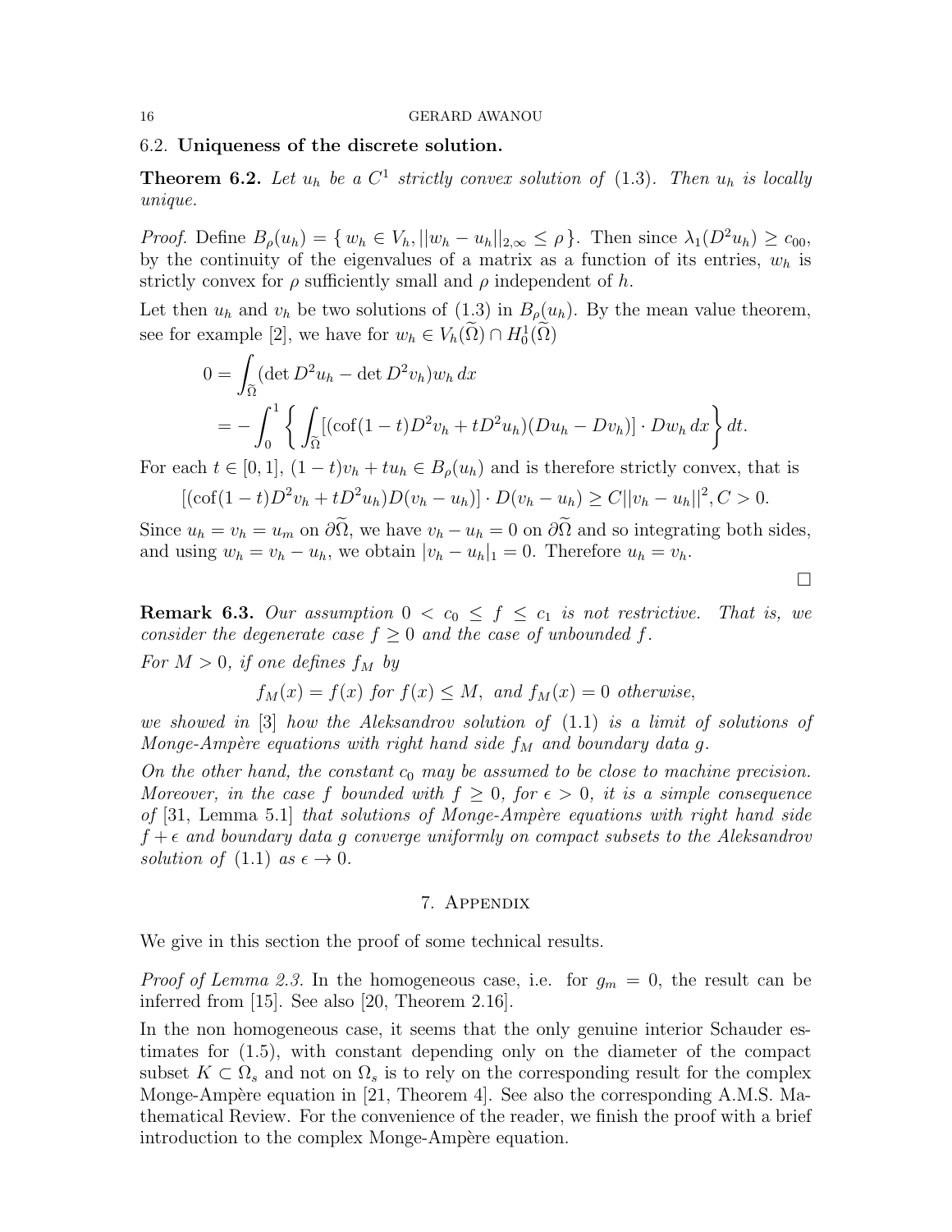### 6.2. **Uniqueness of the discrete solution.**

**Theorem 6.2.** *Let $u_h$ be a $C^1$ strictly convex solution of* (1.3)*. Then $u_h$ is locally unique.*

*Proof.* Define $B_\rho(u_h) = \{ w_h \in V_h, ||w_h - u_h||_{2,\infty} \leq \rho \}$. Then since $\lambda_1(D^2 u_h) \geq c_{00}$, by the continuity of the eigenvalues of a matrix as a function of its entries, $w_h$ is strictly convex for $\rho$ sufficiently small and $\rho$ independent of $h$.

Let then $u_h$ and $v_h$ be two solutions of (1.3) in $B_\rho(u_h)$. By the mean value theorem, see for example [2], we have for $w_h \in V_h(\widetilde{\Omega}) \cap H_0^1(\widetilde{\Omega})$

$$
\begin{aligned}
0 &= \int_{\widetilde{\Omega}} (\det D^2 u_h - \det D^2 v_h) w_h \, dx \\
&= - \int_0^1 \left\{ \int_{\widetilde{\Omega}} [(\operatorname{cof}(1-t) D^2 v_h + t D^2 u_h)(Du_h - Dv_h)] \cdot Dw_h \, dx \right\} dt.
\end{aligned}
$$

For each $t \in [0,1]$, $(1-t)v_h + tu_h \in B_\rho(u_h)$ and is therefore strictly convex, that is

$$
[(\operatorname{cof}(1-t)D^2 v_h + tD^2 u_h) D(v_h - u_h)] \cdot D(v_h - u_h) \geq C||v_h - u_h||^2, C > 0.
$$

Since $u_h = v_h = u_m$ on $\partial \widetilde{\Omega}$, we have $v_h - u_h = 0$ on $\partial \widetilde{\Omega}$ and so integrating both sides, and using $w_h = v_h - u_h$, we obtain $|v_h - u_h|_1 = 0$. Therefore $u_h = v_h$.

□

**Remark 6.3.** *Our assumption $0 < c_0 \leq f \leq c_1$ is not restrictive. That is, we consider the degenerate case $f \geq 0$ and the case of unbounded $f$.*

*For $M > 0$, if one defines $f_M$ by*

$$
f_M(x) = f(x) \text{ for } f(x) \leq M, \text{ and } f_M(x) = 0 \text{ otherwise,}
$$

*we showed in* [3] *how the Aleksandrov solution of* (1.1) *is a limit of solutions of Monge-Ampère equations with right hand side $f_M$ and boundary data $g$.*

*On the other hand, the constant $c_0$ may be assumed to be close to machine precision. Moreover, in the case $f$ bounded with $f \geq 0$, for $\epsilon > 0$, it is a simple consequence of* [31, Lemma 5.1] *that solutions of Monge-Ampère equations with right hand side $f + \epsilon$ and boundary data $g$ converge uniformly on compact subsets to the Aleksandrov solution of* (1.1) *as $\epsilon \to 0$.*

## 7. Appendix

We give in this section the proof of some technical results.

*Proof of Lemma 2.3.* In the homogeneous case, i.e. for $g_m = 0$, the result can be inferred from [15]. See also [20, Theorem 2.16].

In the non homogeneous case, it seems that the only genuine interior Schauder estimates for (1.5), with constant depending only on the diameter of the compact subset $K \subset \Omega_s$ and not on $\Omega_s$ is to rely on the corresponding result for the complex Monge-Ampère equation in [21, Theorem 4]. See also the corresponding A.M.S. Mathematical Review. For the convenience of the reader, we finish the proof with a brief introduction to the complex Monge-Ampère equation.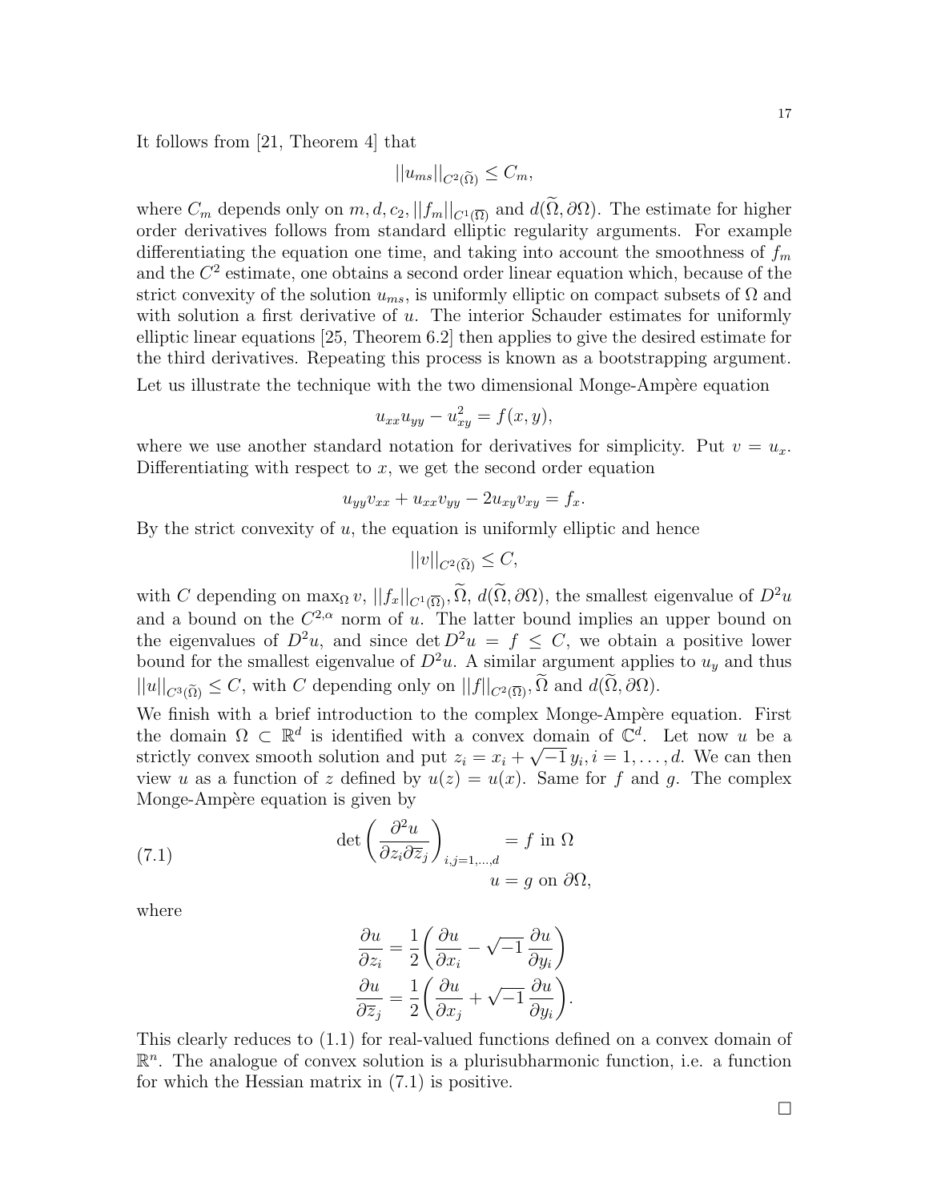It follows from [21, Theorem 4] that

$$||u_{ms}||_{C^2(\widetilde{\Omega})} \leq C_m,$$

where $C_m$ depends only on $m, d, c_2, ||f_m||_{C^1(\overline{\Omega})}$ and $d(\widetilde{\Omega}, \partial\Omega)$. The estimate for higher order derivatives follows from standard elliptic regularity arguments. For example differentiating the equation one time, and taking into account the smoothness of $f_m$ and the $C^2$ estimate, one obtains a second order linear equation which, because of the strict convexity of the solution $u_{ms}$, is uniformly elliptic on compact subsets of $\Omega$ and with solution a first derivative of $u$. The interior Schauder estimates for uniformly elliptic linear equations [25, Theorem 6.2] then applies to give the desired estimate for the third derivatives. Repeating this process is known as a bootstrapping argument.

Let us illustrate the technique with the two dimensional Monge-Ampère equation

$$u_{xx}u_{yy} - u_{xy}^2 = f(x, y),$$

where we use another standard notation for derivatives for simplicity. Put $v = u_x$. Differentiating with respect to $x$, we get the second order equation

$$u_{yy}v_{xx} + u_{xx}v_{yy} - 2u_{xy}v_{xy} = f_x.$$

By the strict convexity of $u$, the equation is uniformly elliptic and hence

$$||v||_{C^2(\widetilde{\Omega})} \leq C,$$

with $C$ depending on $\max_\Omega v$, $||f_x||_{C^1(\overline{\Omega})}, \widetilde{\Omega}$, $d(\widetilde{\Omega}, \partial\Omega)$, the smallest eigenvalue of $D^2u$ and a bound on the $C^{2,\alpha}$ norm of $u$. The latter bound implies an upper bound on the eigenvalues of $D^2u$, and since $\det D^2u = f \leq C$, we obtain a positive lower bound for the smallest eigenvalue of $D^2u$. A similar argument applies to $u_y$ and thus $||u||_{C^3(\widetilde{\Omega})} \leq C$, with $C$ depending only on $||f||_{C^2(\overline{\Omega})}, \widetilde{\Omega}$ and $d(\widetilde{\Omega}, \partial\Omega)$.

We finish with a brief introduction to the complex Monge-Ampère equation. First the domain $\Omega \subset \mathbb{R}^d$ is identified with a convex domain of $\mathbb{C}^d$. Let now $u$ be a strictly convex smooth solution and put $z_i = x_i + \sqrt{-1}\, y_i, i = 1, \ldots, d$. We can then view $u$ as a function of $z$ defined by $u(z) = u(x)$. Same for $f$ and $g$. The complex Monge-Ampère equation is given by

$$\det\left(\frac{\partial^2 u}{\partial z_i \partial \overline{z}_j}\right)_{i,j=1,\ldots,d} = f \text{ in } \Omega \qquad (7.1)$$
$$u = g \text{ on } \partial\Omega,$$

where

$$\frac{\partial u}{\partial z_i} = \frac{1}{2}\left(\frac{\partial u}{\partial x_i} - \sqrt{-1}\,\frac{\partial u}{\partial y_i}\right)$$
$$\frac{\partial u}{\partial \overline{z}_j} = \frac{1}{2}\left(\frac{\partial u}{\partial x_j} + \sqrt{-1}\,\frac{\partial u}{\partial y_i}\right).$$

This clearly reduces to (1.1) for real-valued functions defined on a convex domain of $\mathbb{R}^n$. The analogue of convex solution is a plurisubharmonic function, i.e. a function for which the Hessian matrix in (7.1) is positive.

□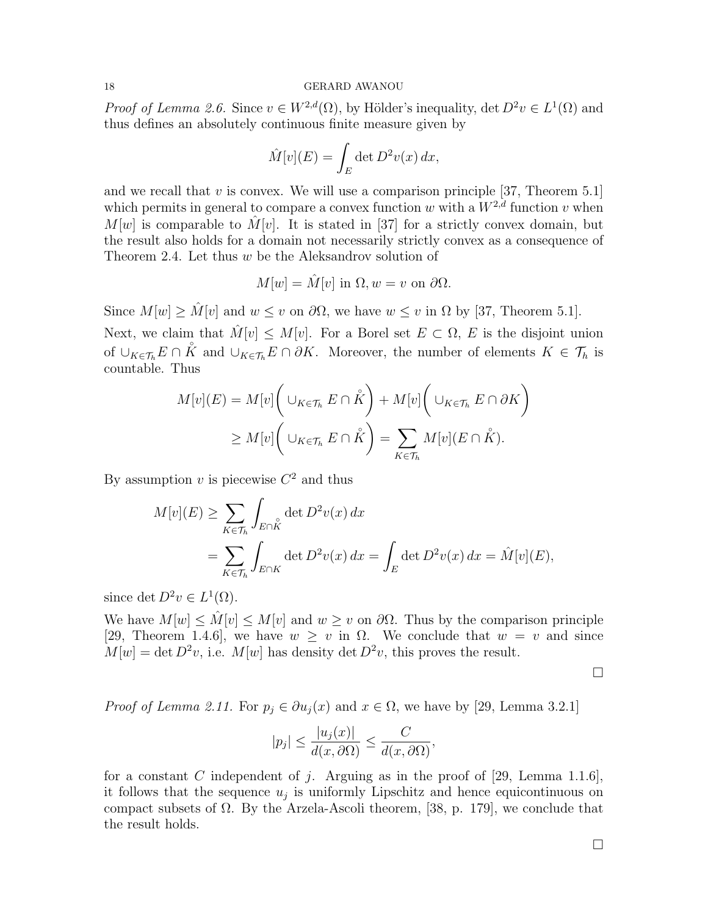*Proof of Lemma 2.6.* Since $v \in W^{2,d}(\Omega)$, by Hölder's inequality, $\det D^2 v \in L^1(\Omega)$ and thus defines an absolutely continuous finite measure given by

$$\hat{M}[v](E) = \int_E \det D^2 v(x)\, dx,$$

and we recall that $v$ is convex. We will use a comparison principle [37, Theorem 5.1] which permits in general to compare a convex function $w$ with a $W^{2,d}$ function $v$ when $M[w]$ is comparable to $\hat{M}[v]$. It is stated in [37] for a strictly convex domain, but the result also holds for a domain not necessarily strictly convex as a consequence of Theorem 2.4. Let thus $w$ be the Aleksandrov solution of

$$M[w] = \hat{M}[v] \text{ in } \Omega, w = v \text{ on } \partial\Omega.$$

Since $M[w] \geq \hat{M}[v]$ and $w \leq v$ on $\partial\Omega$, we have $w \leq v$ in $\Omega$ by [37, Theorem 5.1].

Next, we claim that $\hat{M}[v] \leq M[v]$. For a Borel set $E \subset \Omega$, $E$ is the disjoint union of $\cup_{K \in \mathcal{T}_h} E \cap \mathring{K}$ and $\cup_{K \in \mathcal{T}_h} E \cap \partial K$. Moreover, the number of elements $K \in \mathcal{T}_h$ is countable. Thus

$$\begin{aligned} M[v](E) &= M[v]\bigg( \cup_{K\in\mathcal{T}_h} E \cap \mathring{K} \bigg) + M[v]\bigg( \cup_{K\in\mathcal{T}_h} E \cap \partial K \bigg) \\ &\geq M[v]\bigg( \cup_{K\in\mathcal{T}_h} E \cap \mathring{K} \bigg) = \sum_{K\in\mathcal{T}_h} M[v](E \cap \mathring{K}). \end{aligned}$$

By assumption $v$ is piecewise $C^2$ and thus

$$\begin{aligned} M[v](E) &\geq \sum_{K\in\mathcal{T}_h} \int_{E\cap\mathring{K}} \det D^2 v(x)\, dx \\ &= \sum_{K\in\mathcal{T}_h} \int_{E\cap K} \det D^2 v(x)\, dx = \int_E \det D^2 v(x)\, dx = \hat{M}[v](E), \end{aligned}$$

since $\det D^2 v \in L^1(\Omega)$.

We have $M[w] \leq \hat{M}[v] \leq M[v]$ and $w \geq v$ on $\partial\Omega$. Thus by the comparison principle [29, Theorem 1.4.6], we have $w \geq v$ in $\Omega$. We conclude that $w = v$ and since $M[w] = \det D^2 v$, i.e. $M[w]$ has density $\det D^2 v$, this proves the result.

□

*Proof of Lemma 2.11.* For $p_j \in \partial u_j(x)$ and $x \in \Omega$, we have by [29, Lemma 3.2.1]

$$|p_j| \leq \frac{|u_j(x)|}{d(x, \partial\Omega)} \leq \frac{C}{d(x, \partial\Omega)},$$

for a constant $C$ independent of $j$. Arguing as in the proof of [29, Lemma 1.1.6], it follows that the sequence $u_j$ is uniformly Lipschitz and hence equicontinuous on compact subsets of $\Omega$. By the Arzela-Ascoli theorem, [38, p. 179], we conclude that the result holds.

□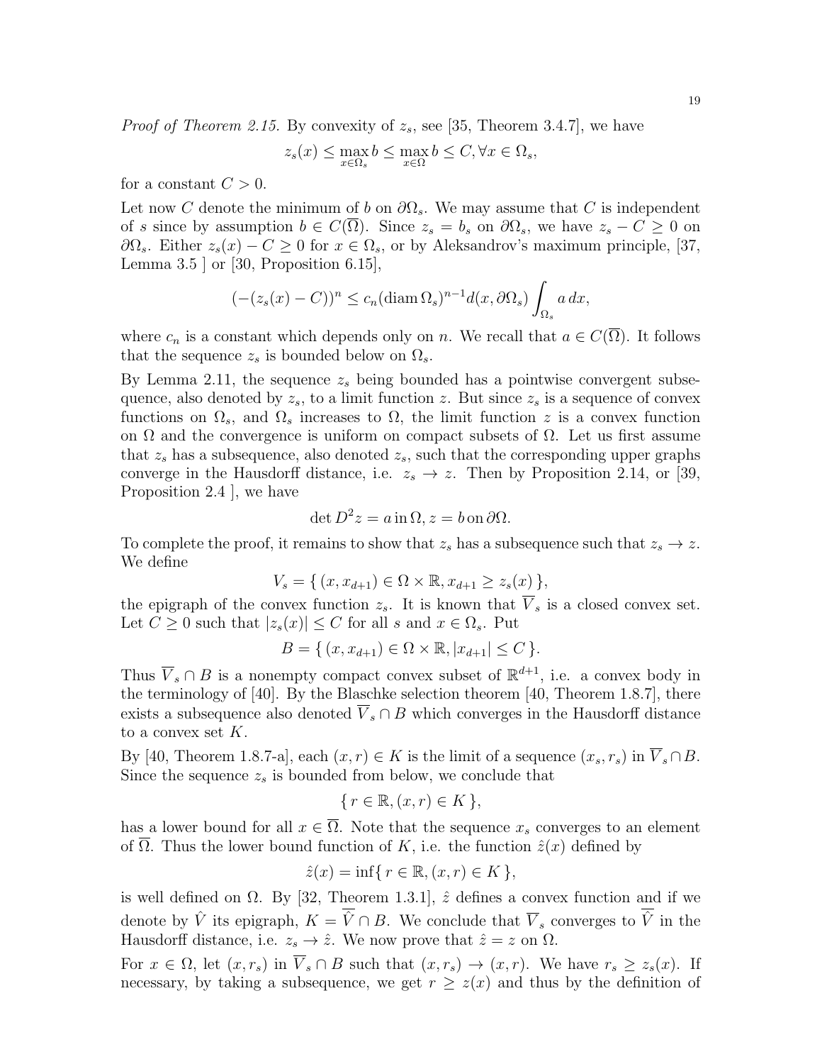*Proof of Theorem 2.15.* By convexity of $z_s$, see [35, Theorem 3.4.7], we have

$$z_s(x) \leq \max_{x \in \Omega_s} b \leq \max_{x \in \Omega} b \leq C, \forall x \in \Omega_s,$$

for a constant $C > 0$.

Let now $C$ denote the minimum of $b$ on $\partial \Omega_s$. We may assume that $C$ is independent of $s$ since by assumption $b \in C(\overline{\Omega})$. Since $z_s = b_s$ on $\partial \Omega_s$, we have $z_s - C \geq 0$ on $\partial \Omega_s$. Either $z_s(x) - C \geq 0$ for $x \in \Omega_s$, or by Aleksandrov's maximum principle, [37, Lemma 3.5 ] or [30, Proposition 6.15],

$$(-(z_s(x) - C))^n \leq c_n (\operatorname{diam} \Omega_s)^{n-1} d(x, \partial \Omega_s) \int_{\Omega_s} a \, dx,$$

where $c_n$ is a constant which depends only on $n$. We recall that $a \in C(\overline{\Omega})$. It follows that the sequence $z_s$ is bounded below on $\Omega_s$.

By Lemma 2.11, the sequence $z_s$ being bounded has a pointwise convergent subsequence, also denoted by $z_s$, to a limit function $z$. But since $z_s$ is a sequence of convex functions on $\Omega_s$, and $\Omega_s$ increases to $\Omega$, the limit function $z$ is a convex function on $\Omega$ and the convergence is uniform on compact subsets of $\Omega$. Let us first assume that $z_s$ has a subsequence, also denoted $z_s$, such that the corresponding upper graphs converge in the Hausdorff distance, i.e. $z_s \to z$. Then by Proposition 2.14, or [39, Proposition 2.4 ], we have

$$\det D^2 z = a \, \text{in} \, \Omega, z = b \, \text{on} \, \partial \Omega.$$

To complete the proof, it remains to show that $z_s$ has a subsequence such that $z_s \to z$. We define

$$V_s = \{ (x, x_{d+1}) \in \Omega \times \mathbb{R}, x_{d+1} \geq z_s(x) \},$$

the epigraph of the convex function $z_s$. It is known that $\overline{V}_s$ is a closed convex set. Let $C \geq 0$ such that $|z_s(x)| \leq C$ for all $s$ and $x \in \Omega_s$. Put

$$B = \{ (x, x_{d+1}) \in \Omega \times \mathbb{R}, |x_{d+1}| \leq C \}.$$

Thus $\overline{V}_s \cap B$ is a nonempty compact convex subset of $\mathbb{R}^{d+1}$, i.e. a convex body in the terminology of [40]. By the Blaschke selection theorem [40, Theorem 1.8.7], there exists a subsequence also denoted $\overline{V}_s \cap B$ which converges in the Hausdorff distance to a convex set $K$.

By [40, Theorem 1.8.7-a], each $(x, r) \in K$ is the limit of a sequence $(x_s, r_s)$ in $\overline{V}_s \cap B$. Since the sequence $z_s$ is bounded from below, we conclude that

$$\{ r \in \mathbb{R}, (x, r) \in K \},$$

has a lower bound for all $x \in \overline{\Omega}$. Note that the sequence $x_s$ converges to an element of $\overline{\Omega}$. Thus the lower bound function of $K$, i.e. the function $\hat{z}(x)$ defined by

$$\hat{z}(x) = \inf \{ r \in \mathbb{R}, (x, r) \in K \},$$

is well defined on $\Omega$. By [32, Theorem 1.3.1], $\hat{z}$ defines a convex function and if we denote by $\hat{V}$ its epigraph, $K = \overline{\hat{V}} \cap B$. We conclude that $\overline{V}_s$ converges to $\overline{\hat{V}}$ in the Hausdorff distance, i.e. $z_s \to \hat{z}$. We now prove that $\hat{z} = z$ on $\Omega$.

For $x \in \Omega$, let $(x, r_s)$ in $\overline{V}_s \cap B$ such that $(x, r_s) \to (x, r)$. We have $r_s \geq z_s(x)$. If necessary, by taking a subsequence, we get $r \geq z(x)$ and thus by the definition of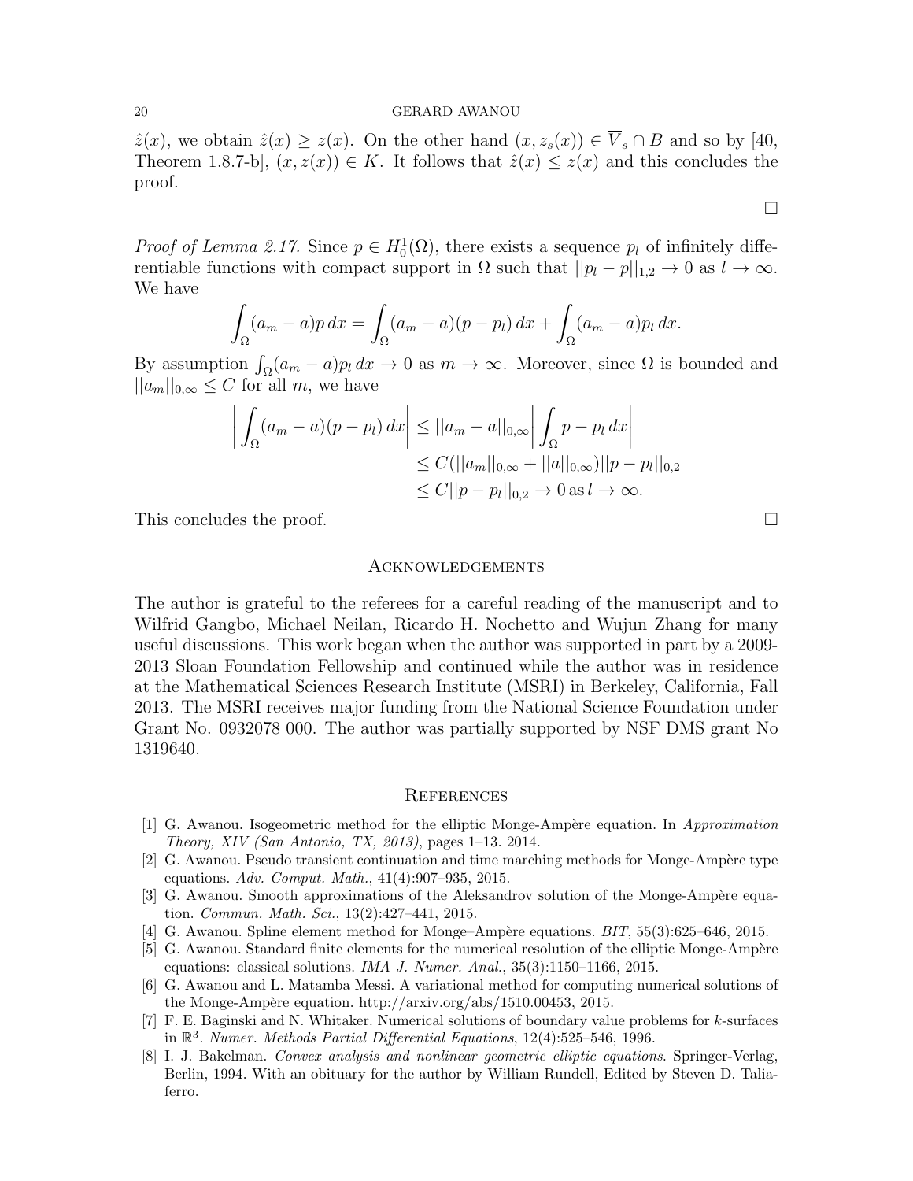$\hat{z}(x)$, we obtain $\hat{z}(x) \geq z(x)$. On the other hand $(x, z_s(x)) \in \overline{V}_s \cap B$ and so by [40, Theorem 1.8.7-b], $(x, z(x)) \in K$. It follows that $\hat{z}(x) \leq z(x)$ and this concludes the proof.

□

*Proof of Lemma 2.17.* Since $p \in H_0^1(\Omega)$, there exists a sequence $p_l$ of infinitely differentiable functions with compact support in $\Omega$ such that $||p_l - p||_{1,2} \to 0$ as $l \to \infty$. We have

$$\int_\Omega (a_m - a)p \, dx = \int_\Omega (a_m - a)(p - p_l) \, dx + \int_\Omega (a_m - a)p_l \, dx.$$

By assumption $\int_\Omega (a_m - a)p_l \, dx \to 0$ as $m \to \infty$. Moreover, since $\Omega$ is bounded and $||a_m||_{0,\infty} \leq C$ for all $m$, we have

$$\begin{aligned}
\bigg| \int_\Omega (a_m - a)(p - p_l) \, dx \bigg| &\leq ||a_m - a||_{0,\infty} \bigg| \int_\Omega p - p_l \, dx \bigg| \\
&\leq C(||a_m||_{0,\infty} + ||a||_{0,\infty})||p - p_l||_{0,2} \\
&\leq C||p - p_l||_{0,2} \to 0 \, \text{as} \, l \to \infty.
\end{aligned}$$

This concludes the proof. □

## Acknowledgements

The author is grateful to the referees for a careful reading of the manuscript and to Wilfrid Gangbo, Michael Neilan, Ricardo H. Nochetto and Wujun Zhang for many useful discussions. This work began when the author was supported in part by a 2009-2013 Sloan Foundation Fellowship and continued while the author was in residence at the Mathematical Sciences Research Institute (MSRI) in Berkeley, California, Fall 2013. The MSRI receives major funding from the National Science Foundation under Grant No. 0932078 000. The author was partially supported by NSF DMS grant No 1319640.

## References

[1] G. Awanou. Isogeometric method for the elliptic Monge-Ampère equation. In *Approximation Theory, XIV (San Antonio, TX, 2013)*, pages 1–13. 2014.

[2] G. Awanou. Pseudo transient continuation and time marching methods for Monge-Ampère type equations. *Adv. Comput. Math.*, 41(4):907–935, 2015.

[3] G. Awanou. Smooth approximations of the Aleksandrov solution of the Monge-Ampère equation. *Commun. Math. Sci.*, 13(2):427–441, 2015.

[4] G. Awanou. Spline element method for Monge–Ampère equations. *BIT*, 55(3):625–646, 2015.

[5] G. Awanou. Standard finite elements for the numerical resolution of the elliptic Monge-Ampère equations: classical solutions. *IMA J. Numer. Anal.*, 35(3):1150–1166, 2015.

[6] G. Awanou and L. Matamba Messi. A variational method for computing numerical solutions of the Monge-Ampère equation. http://arxiv.org/abs/1510.00453, 2015.

[7] F. E. Baginski and N. Whitaker. Numerical solutions of boundary value problems for $k$-surfaces in $\mathbb{R}^3$. *Numer. Methods Partial Differential Equations*, 12(4):525–546, 1996.

[8] I. J. Bakelman. *Convex analysis and nonlinear geometric elliptic equations*. Springer-Verlag, Berlin, 1994. With an obituary for the author by William Rundell, Edited by Steven D. Taliaferro.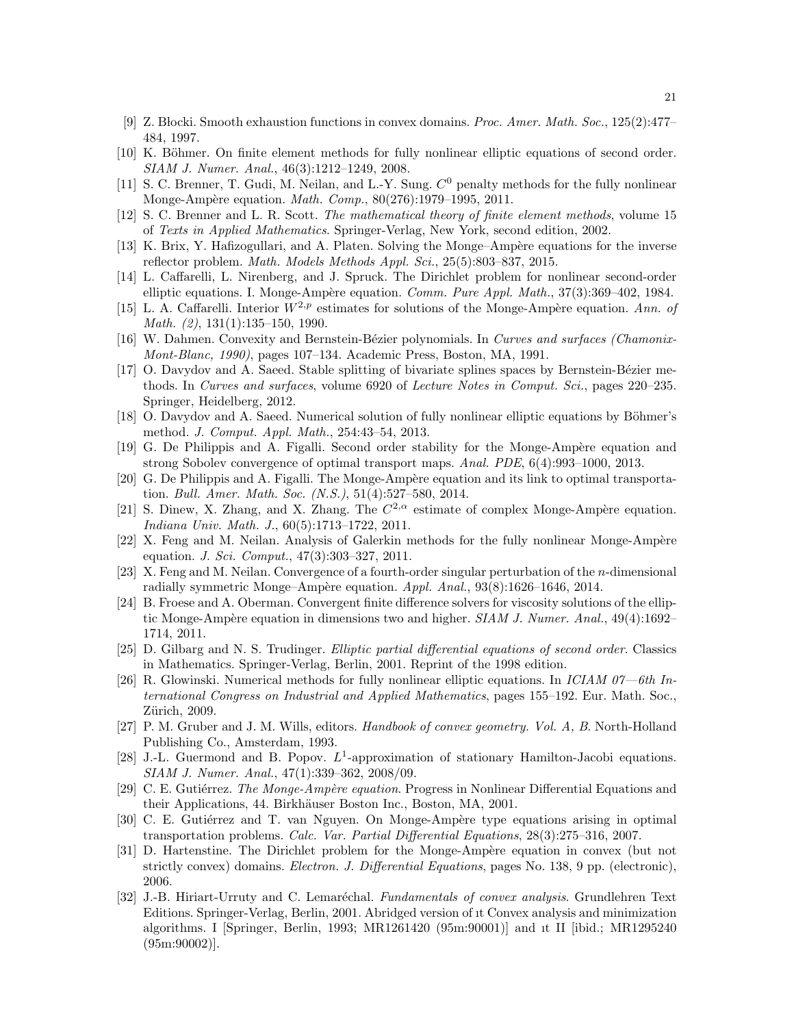[9] Z. Błocki. Smooth exhaustion functions in convex domains. *Proc. Amer. Math. Soc.*, 125(2):477–484, 1997.

[10] K. Böhmer. On finite element methods for fully nonlinear elliptic equations of second order. *SIAM J. Numer. Anal.*, 46(3):1212–1249, 2008.

[11] S. C. Brenner, T. Gudi, M. Neilan, and L.-Y. Sung. $C^0$ penalty methods for the fully nonlinear Monge-Ampère equation. *Math. Comp.*, 80(276):1979–1995, 2011.

[12] S. C. Brenner and L. R. Scott. *The mathematical theory of finite element methods*, volume 15 of *Texts in Applied Mathematics*. Springer-Verlag, New York, second edition, 2002.

[13] K. Brix, Y. Hafizogullari, and A. Platen. Solving the Monge–Ampère equations for the inverse reflector problem. *Math. Models Methods Appl. Sci.*, 25(5):803–837, 2015.

[14] L. Caffarelli, L. Nirenberg, and J. Spruck. The Dirichlet problem for nonlinear second-order elliptic equations. I. Monge-Ampère equation. *Comm. Pure Appl. Math.*, 37(3):369–402, 1984.

[15] L. A. Caffarelli. Interior $W^{2,p}$ estimates for solutions of the Monge-Ampère equation. *Ann. of Math. (2)*, 131(1):135–150, 1990.

[16] W. Dahmen. Convexity and Bernstein-Bézier polynomials. In *Curves and surfaces (Chamonix-Mont-Blanc, 1990)*, pages 107–134. Academic Press, Boston, MA, 1991.

[17] O. Davydov and A. Saeed. Stable splitting of bivariate splines spaces by Bernstein-Bézier methods. In *Curves and surfaces*, volume 6920 of *Lecture Notes in Comput. Sci.*, pages 220–235. Springer, Heidelberg, 2012.

[18] O. Davydov and A. Saeed. Numerical solution of fully nonlinear elliptic equations by Böhmer's method. *J. Comput. Appl. Math.*, 254:43–54, 2013.

[19] G. De Philippis and A. Figalli. Second order stability for the Monge-Ampère equation and strong Sobolev convergence of optimal transport maps. *Anal. PDE*, 6(4):993–1000, 2013.

[20] G. De Philippis and A. Figalli. The Monge-Ampère equation and its link to optimal transportation. *Bull. Amer. Math. Soc. (N.S.)*, 51(4):527–580, 2014.

[21] S. Dinew, X. Zhang, and X. Zhang. The $C^{2,\alpha}$ estimate of complex Monge-Ampère equation. *Indiana Univ. Math. J.*, 60(5):1713–1722, 2011.

[22] X. Feng and M. Neilan. Analysis of Galerkin methods for the fully nonlinear Monge-Ampère equation. *J. Sci. Comput.*, 47(3):303–327, 2011.

[23] X. Feng and M. Neilan. Convergence of a fourth-order singular perturbation of the $n$-dimensional radially symmetric Monge–Ampère equation. *Appl. Anal.*, 93(8):1626–1646, 2014.

[24] B. Froese and A. Oberman. Convergent finite difference solvers for viscosity solutions of the elliptic Monge-Ampère equation in dimensions two and higher. *SIAM J. Numer. Anal.*, 49(4):1692–1714, 2011.

[25] D. Gilbarg and N. S. Trudinger. *Elliptic partial differential equations of second order*. Classics in Mathematics. Springer-Verlag, Berlin, 2001. Reprint of the 1998 edition.

[26] R. Glowinski. Numerical methods for fully nonlinear elliptic equations. In *ICIAM 07—6th International Congress on Industrial and Applied Mathematics*, pages 155–192. Eur. Math. Soc., Zürich, 2009.

[27] P. M. Gruber and J. M. Wills, editors. *Handbook of convex geometry. Vol. A, B*. North-Holland Publishing Co., Amsterdam, 1993.

[28] J.-L. Guermond and B. Popov. $L^1$-approximation of stationary Hamilton-Jacobi equations. *SIAM J. Numer. Anal.*, 47(1):339–362, 2008/09.

[29] C. E. Gutiérrez. *The Monge-Ampère equation*. Progress in Nonlinear Differential Equations and their Applications, 44. Birkhäuser Boston Inc., Boston, MA, 2001.

[30] C. E. Gutiérrez and T. van Nguyen. On Monge-Ampère type equations arising in optimal transportation problems. *Calc. Var. Partial Differential Equations*, 28(3):275–316, 2007.

[31] D. Hartenstine. The Dirichlet problem for the Monge-Ampère equation in convex (but not strictly convex) domains. *Electron. J. Differential Equations*, pages No. 138, 9 pp. (electronic), 2006.

[32] J.-B. Hiriart-Urruty and C. Lemaréchal. *Fundamentals of convex analysis*. Grundlehren Text Editions. Springer-Verlag, Berlin, 2001. Abridged version of ıt Convex analysis and minimization algorithms. I [Springer, Berlin, 1993; MR1261420 (95m:90001)] and ıt II [ibid.; MR1295240 (95m:90002)].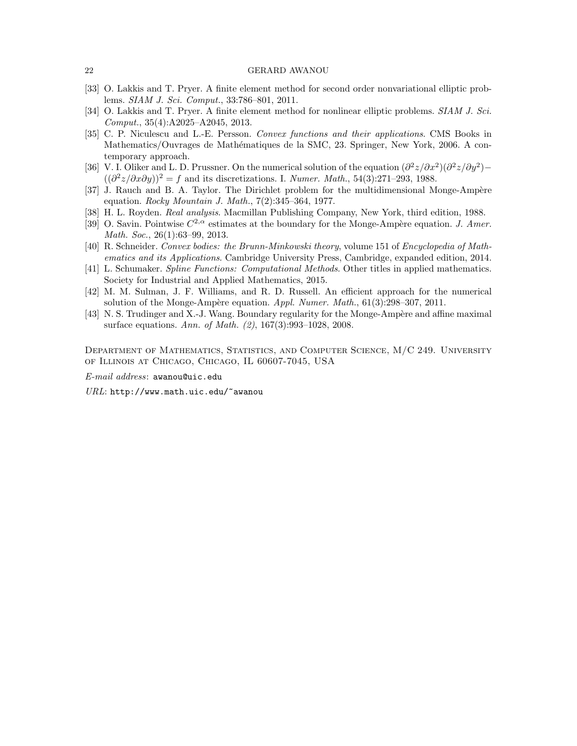[33] O. Lakkis and T. Pryer. A finite element method for second order nonvariational elliptic problems. *SIAM J. Sci. Comput.*, 33:786–801, 2011.

[34] O. Lakkis and T. Pryer. A finite element method for nonlinear elliptic problems. *SIAM J. Sci. Comput.*, 35(4):A2025–A2045, 2013.

[35] C. P. Niculescu and L.-E. Persson. *Convex functions and their applications*. CMS Books in Mathematics/Ouvrages de Mathématiques de la SMC, 23. Springer, New York, 2006. A contemporary approach.

[36] V. I. Oliker and L. D. Prussner. On the numerical solution of the equation $(\partial^2 z/\partial x^2)(\partial^2 z/\partial y^2) - ((\partial^2 z/\partial x \partial y))^2 = f$ and its discretizations. I. *Numer. Math.*, 54(3):271–293, 1988.

[37] J. Rauch and B. A. Taylor. The Dirichlet problem for the multidimensional Monge-Ampère equation. *Rocky Mountain J. Math.*, 7(2):345–364, 1977.

[38] H. L. Royden. *Real analysis*. Macmillan Publishing Company, New York, third edition, 1988.

[39] O. Savin. Pointwise $C^{2,\alpha}$ estimates at the boundary for the Monge-Ampère equation. *J. Amer. Math. Soc.*, 26(1):63–99, 2013.

[40] R. Schneider. *Convex bodies: the Brunn-Minkowski theory*, volume 151 of *Encyclopedia of Mathematics and its Applications*. Cambridge University Press, Cambridge, expanded edition, 2014.

[41] L. Schumaker. *Spline Functions: Computational Methods*. Other titles in applied mathematics. Society for Industrial and Applied Mathematics, 2015.

[42] M. M. Sulman, J. F. Williams, and R. D. Russell. An efficient approach for the numerical solution of the Monge-Ampère equation. *Appl. Numer. Math.*, 61(3):298–307, 2011.

[43] N. S. Trudinger and X.-J. Wang. Boundary regularity for the Monge-Ampère and affine maximal surface equations. *Ann. of Math. (2)*, 167(3):993–1028, 2008.

Department of Mathematics, Statistics, and Computer Science, M/C 249. University of Illinois at Chicago, Chicago, IL 60607-7045, USA

*E-mail address*: awanou@uic.edu

*URL*: http://www.math.uic.edu/~awanou